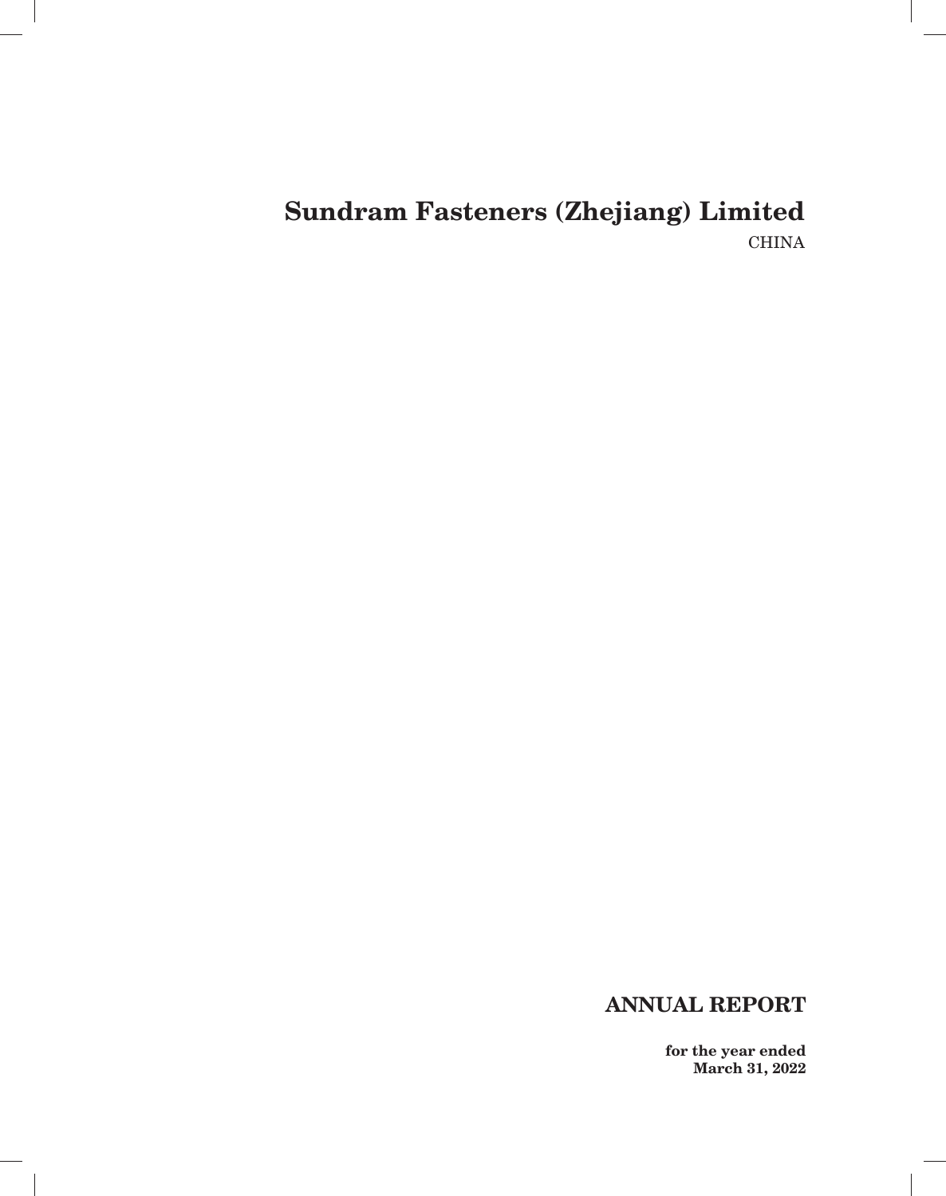# Sundram Fasteners (Zhejiang) Limited

CHINA

## ANNUAL REPORT

**for the year ended**
**March 31, 2022**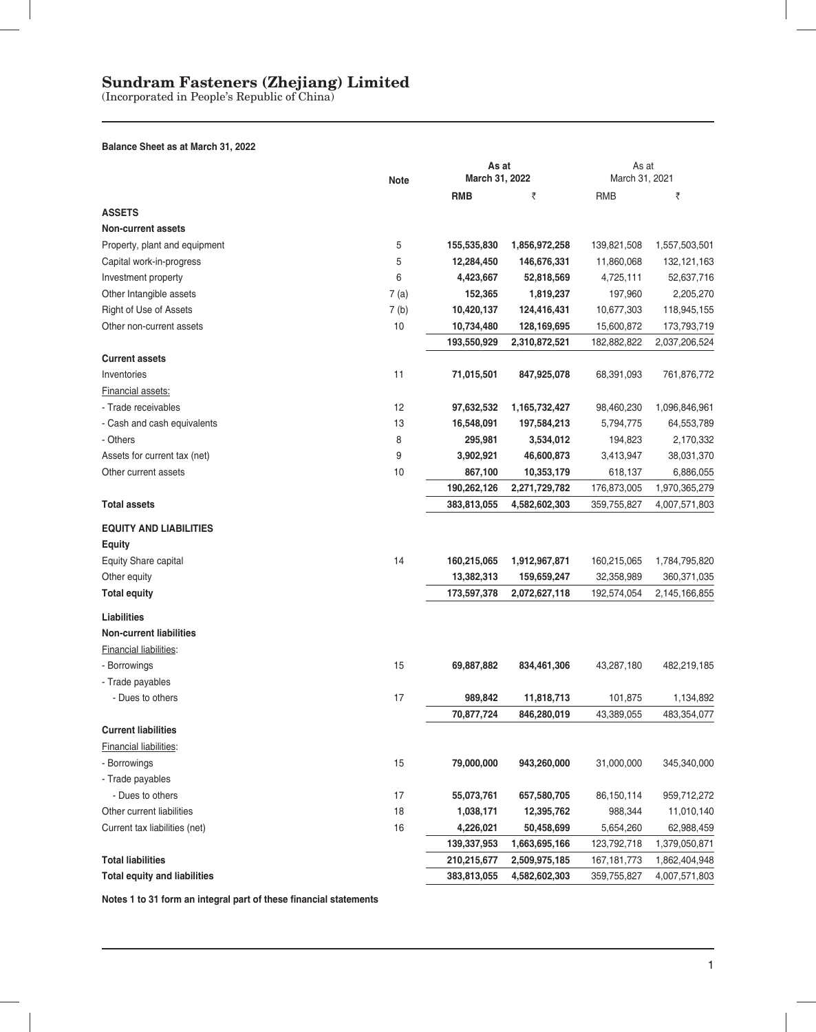# Sundram Fasteners (Zhejiang) Limited

(Incorporated in People's Republic of China)

**Balance Sheet as at March 31, 2022**

| | Note | As at March 31, 2022 | | As at March 31, 2021 | |
|---|---|---|---|---|---|
| | | **RMB** | **₹** | RMB | ₹ |
| **ASSETS** | | | | | |
| **Non-current assets** | | | | | |
| Property, plant and equipment | 5 | **155,535,830** | **1,856,972,258** | 139,821,508 | 1,557,503,501 |
| Capital work-in-progress | 5 | **12,284,450** | **146,676,331** | 11,860,068 | 132,121,163 |
| Investment property | 6 | **4,423,667** | **52,818,569** | 4,725,111 | 52,637,716 |
| Other Intangible assets | 7 (a) | **152,365** | **1,819,237** | 197,960 | 2,205,270 |
| Right of Use of Assets | 7 (b) | **10,420,137** | **124,416,431** | 10,677,303 | 118,945,155 |
| Other non-current assets | 10 | **10,734,480** | **128,169,695** | 15,600,872 | 173,793,719 |
| | | **193,550,929** | **2,310,872,521** | 182,882,822 | 2,037,206,524 |
| **Current assets** | | | | | |
| Inventories | 11 | **71,015,501** | **847,925,078** | 68,391,093 | 761,876,772 |
| Financial assets: | | | | | |
| - Trade receivables | 12 | **97,632,532** | **1,165,732,427** | 98,460,230 | 1,096,846,961 |
| - Cash and cash equivalents | 13 | **16,548,091** | **197,584,213** | 5,794,775 | 64,553,789 |
| - Others | 8 | **295,981** | **3,534,012** | 194,823 | 2,170,332 |
| Assets for current tax (net) | 9 | **3,902,921** | **46,600,873** | 3,413,947 | 38,031,370 |
| Other current assets | 10 | **867,100** | **10,353,179** | 618,137 | 6,886,055 |
| | | **190,262,126** | **2,271,729,782** | 176,873,005 | 1,970,365,279 |
| **Total assets** | | **383,813,055** | **4,582,602,303** | 359,755,827 | 4,007,571,803 |
| **EQUITY AND LIABILITIES** | | | | | |
| **Equity** | | | | | |
| Equity Share capital | 14 | **160,215,065** | **1,912,967,871** | 160,215,065 | 1,784,795,820 |
| Other equity | | **13,382,313** | **159,659,247** | 32,358,989 | 360,371,035 |
| **Total equity** | | **173,597,378** | **2,072,627,118** | 192,574,054 | 2,145,166,855 |
| **Liabilities** | | | | | |
| **Non-current liabilities** | | | | | |
| Financial liabilities: | | | | | |
| - Borrowings | 15 | **69,887,882** | **834,461,306** | 43,287,180 | 482,219,185 |
| - Trade payables | | | | | |
| - Dues to others | 17 | **989,842** | **11,818,713** | 101,875 | 1,134,892 |
| | | **70,877,724** | **846,280,019** | 43,389,055 | 483,354,077 |
| **Current liabilities** | | | | | |
| Financial liabilities: | | | | | |
| - Borrowings | 15 | **79,000,000** | **943,260,000** | 31,000,000 | 345,340,000 |
| - Trade payables | | | | | |
| - Dues to others | 17 | **55,073,761** | **657,580,705** | 86,150,114 | 959,712,272 |
| Other current liabilities | 18 | **1,038,171** | **12,395,762** | 988,344 | 11,010,140 |
| Current tax liabilities (net) | 16 | **4,226,021** | **50,458,699** | 5,654,260 | 62,988,459 |
| | | **139,337,953** | **1,663,695,166** | 123,792,718 | 1,379,050,871 |
| **Total liabilities** | | **210,215,677** | **2,509,975,185** | 167,181,773 | 1,862,404,948 |
| **Total equity and liabilities** | | **383,813,055** | **4,582,602,303** | 359,755,827 | 4,007,571,803 |

**Notes 1 to 31 form an integral part of these financial statements**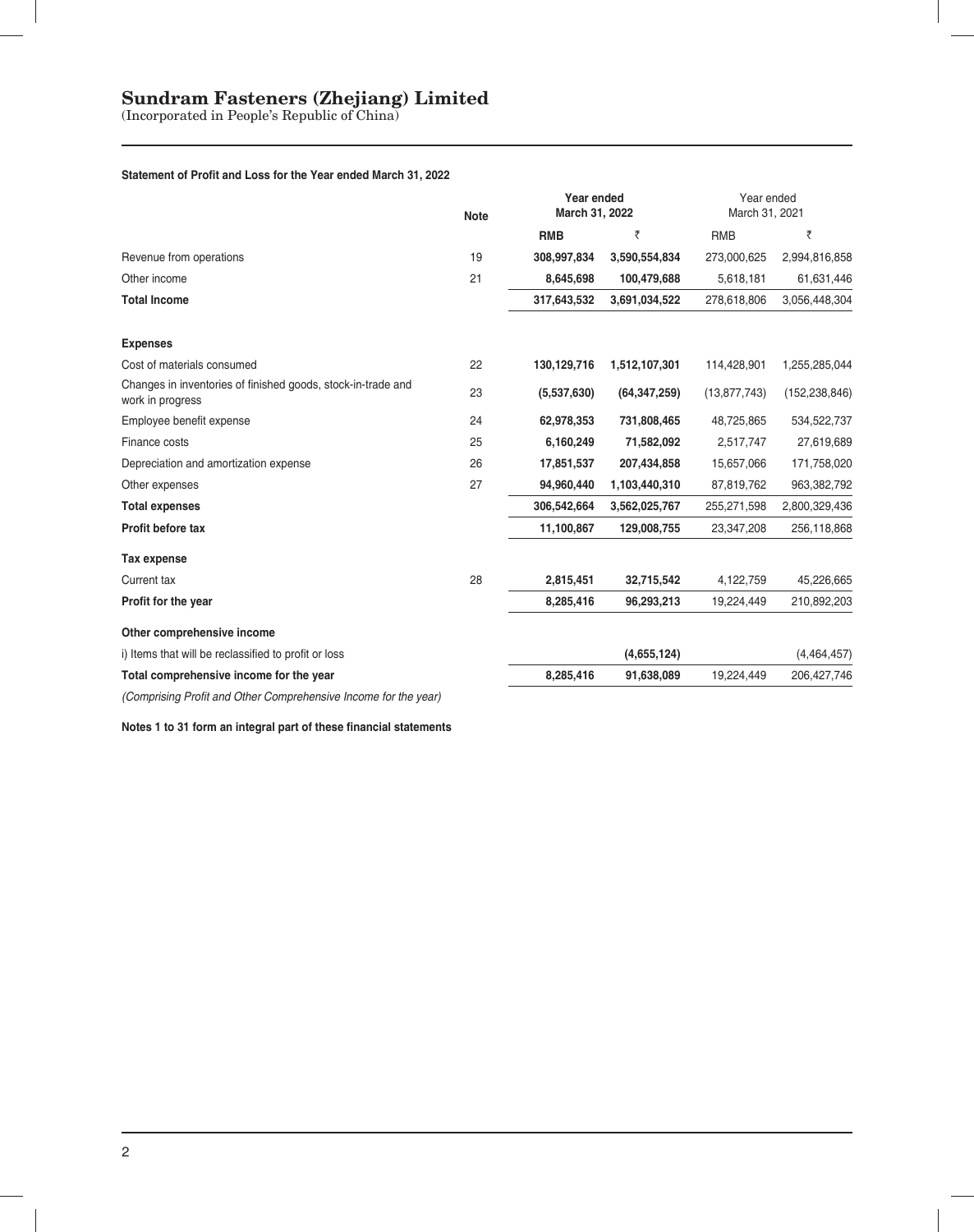# Sundram Fasteners (Zhejiang) Limited

(Incorporated in People's Republic of China)

**Statement of Profit and Loss for the Year ended March 31, 2022**

| | Note | Year ended March 31, 2022 | | Year ended March 31, 2021 | |
|---|---|---|---|---|---|
| | | **RMB** | **₹** | RMB | ₹ |
| Revenue from operations | 19 | **308,997,834** | **3,590,554,834** | 273,000,625 | 2,994,816,858 |
| Other income | 21 | **8,645,698** | **100,479,688** | 5,618,181 | 61,631,446 |
| **Total Income** | | **317,643,532** | **3,691,034,522** | 278,618,806 | 3,056,448,304 |
| **Expenses** | | | | | |
| Cost of materials consumed | 22 | **130,129,716** | **1,512,107,301** | 114,428,901 | 1,255,285,044 |
| Changes in inventories of finished goods, stock-in-trade and work in progress | 23 | **(5,537,630)** | **(64,347,259)** | (13,877,743) | (152,238,846) |
| Employee benefit expense | 24 | **62,978,353** | **731,808,465** | 48,725,865 | 534,522,737 |
| Finance costs | 25 | **6,160,249** | **71,582,092** | 2,517,747 | 27,619,689 |
| Depreciation and amortization expense | 26 | **17,851,537** | **207,434,858** | 15,657,066 | 171,758,020 |
| Other expenses | 27 | **94,960,440** | **1,103,440,310** | 87,819,762 | 963,382,792 |
| **Total expenses** | | **306,542,664** | **3,562,025,767** | 255,271,598 | 2,800,329,436 |
| **Profit before tax** | | **11,100,867** | **129,008,755** | 23,347,208 | 256,118,868 |
| **Tax expense** | | | | | |
| Current tax | 28 | **2,815,451** | **32,715,542** | 4,122,759 | 45,226,665 |
| **Profit for the year** | | **8,285,416** | **96,293,213** | 19,224,449 | 210,892,203 |
| **Other comprehensive income** | | | | | |
| i) Items that will be reclassified to profit or loss | | | **(4,655,124)** | | (4,464,457) |
| **Total comprehensive income for the year** | | **8,285,416** | **91,638,089** | 19,224,449 | 206,427,746 |

*(Comprising Profit and Other Comprehensive Income for the year)*

**Notes 1 to 31 form an integral part of these financial statements**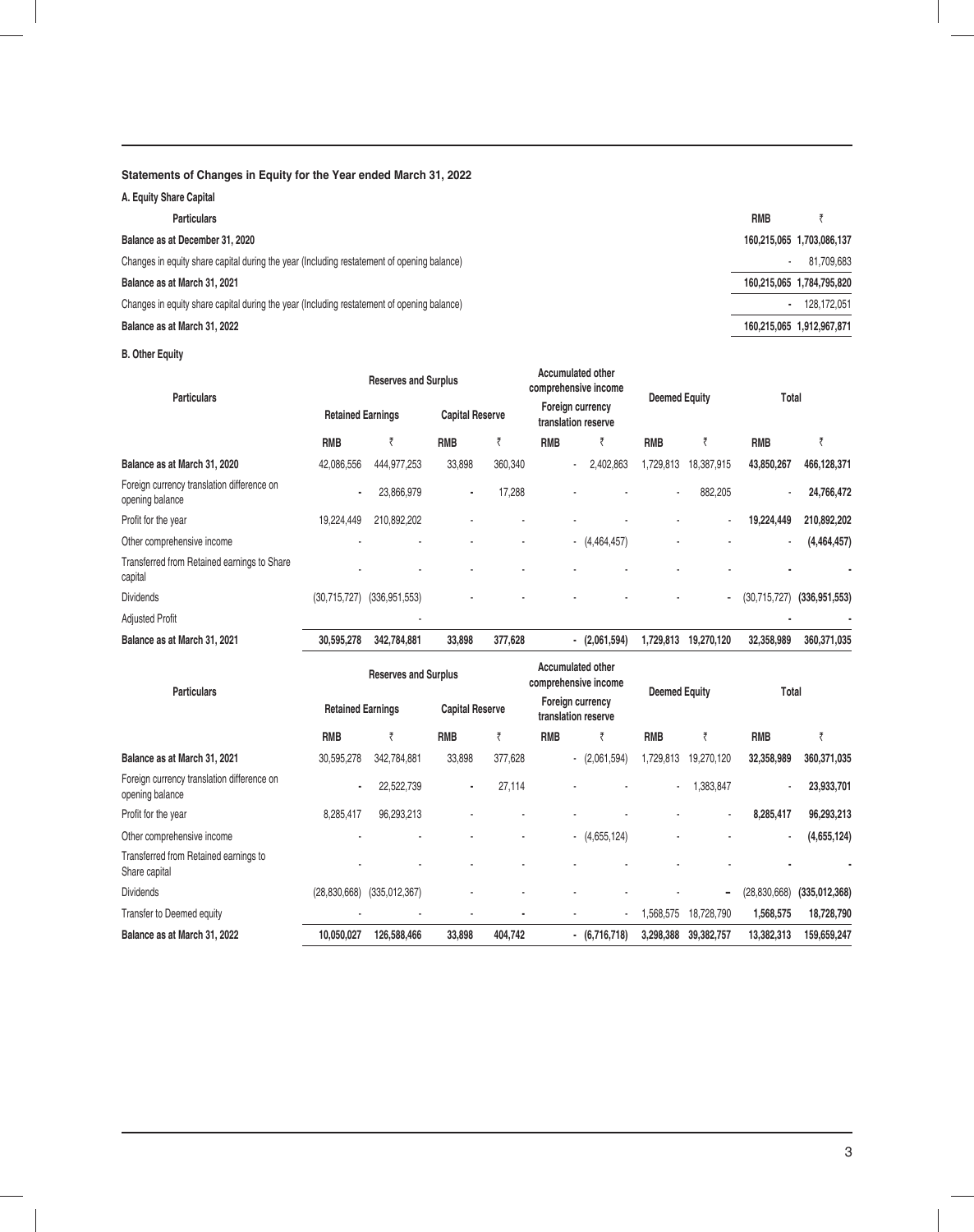## Statements of Changes in Equity for the Year ended March 31, 2022

### A. Equity Share Capital

| Particulars | RMB | ₹ |
|---|---|---|
| **Balance as at December 31, 2020** | **160,215,065** | **1,703,086,137** |
| Changes in equity share capital during the year (Including restatement of opening balance) | - | 81,709,683 |
| **Balance as at March 31, 2021** | **160,215,065** | **1,784,795,820** |
| Changes in equity share capital during the year (Including restatement of opening balance) | - | 128,172,051 |
| **Balance as at March 31, 2022** | **160,215,065** | **1,912,967,871** |

### B. Other Equity

| Particulars | Reserves and Surplus | | | | Accumulated other comprehensive income | | Deemed Equity | | Total | |
|---|---|---|---|---|---|---|---|---|---|---|
| | Retained Earnings | | Capital Reserve | | Foreign currency translation reserve | | | | | |
| | RMB | ₹ | RMB | ₹ | RMB | ₹ | RMB | ₹ | RMB | ₹ |
| **Balance as at March 31, 2020** | 42,086,556 | 444,977,253 | 33,898 | 360,340 | - | 2,402,863 | 1,729,813 | 18,387,915 | **43,850,267** | **466,128,371** |
| Foreign currency translation difference on opening balance | - | 23,866,979 | - | 17,288 | - | - | - | 882,205 | - | **24,766,472** |
| Profit for the year | 19,224,449 | 210,892,202 | - | - | - | - | - | - | **19,224,449** | **210,892,202** |
| Other comprehensive income | - | - | - | - | - | (4,464,457) | - | - | - | **(4,464,457)** |
| Transferred from Retained earnings to Share capital | - | - | - | - | - | - | - | - | - | - |
| Dividends | (30,715,727) | (336,951,553) | - | - | - | - | - | - | (30,715,727) | **(336,951,553)** |
| Adjusted Profit | | - | | | | | | | - | - |
| **Balance as at March 31, 2021** | **30,595,278** | **342,784,881** | **33,898** | **377,628** | - | **(2,061,594)** | **1,729,813** | **19,270,120** | **32,358,989** | **360,371,035** |

| Particulars | Reserves and Surplus | | | | Accumulated other comprehensive income | | Deemed Equity | | Total | |
|---|---|---|---|---|---|---|---|---|---|---|
| | Retained Earnings | | Capital Reserve | | Foreign currency translation reserve | | | | | |
| | RMB | ₹ | RMB | ₹ | RMB | ₹ | RMB | ₹ | RMB | ₹ |
| **Balance as at March 31, 2021** | 30,595,278 | 342,784,881 | 33,898 | 377,628 | - | (2,061,594) | 1,729,813 | 19,270,120 | **32,358,989** | **360,371,035** |
| Foreign currency translation difference on opening balance | - | 22,522,739 | - | 27,114 | - | - | - | 1,383,847 | - | **23,933,701** |
| Profit for the year | 8,285,417 | 96,293,213 | - | - | - | - | - | - | **8,285,417** | **96,293,213** |
| Other comprehensive income | - | - | - | - | - | (4,655,124) | - | - | - | **(4,655,124)** |
| Transferred from Retained earnings to Share capital | - | - | - | - | - | - | - | - | - | - |
| Dividends | (28,830,668) | (335,012,367) | - | - | - | - | - | - | (28,830,668) | **(335,012,368)** |
| Transfer to Deemed equity | - | - | - | - | - | - | 1,568,575 | 18,728,790 | **1,568,575** | **18,728,790** |
| **Balance as at March 31, 2022** | **10,050,027** | **126,588,466** | **33,898** | **404,742** | - | **(6,716,718)** | **3,298,388** | **39,382,757** | **13,382,313** | **159,659,247** |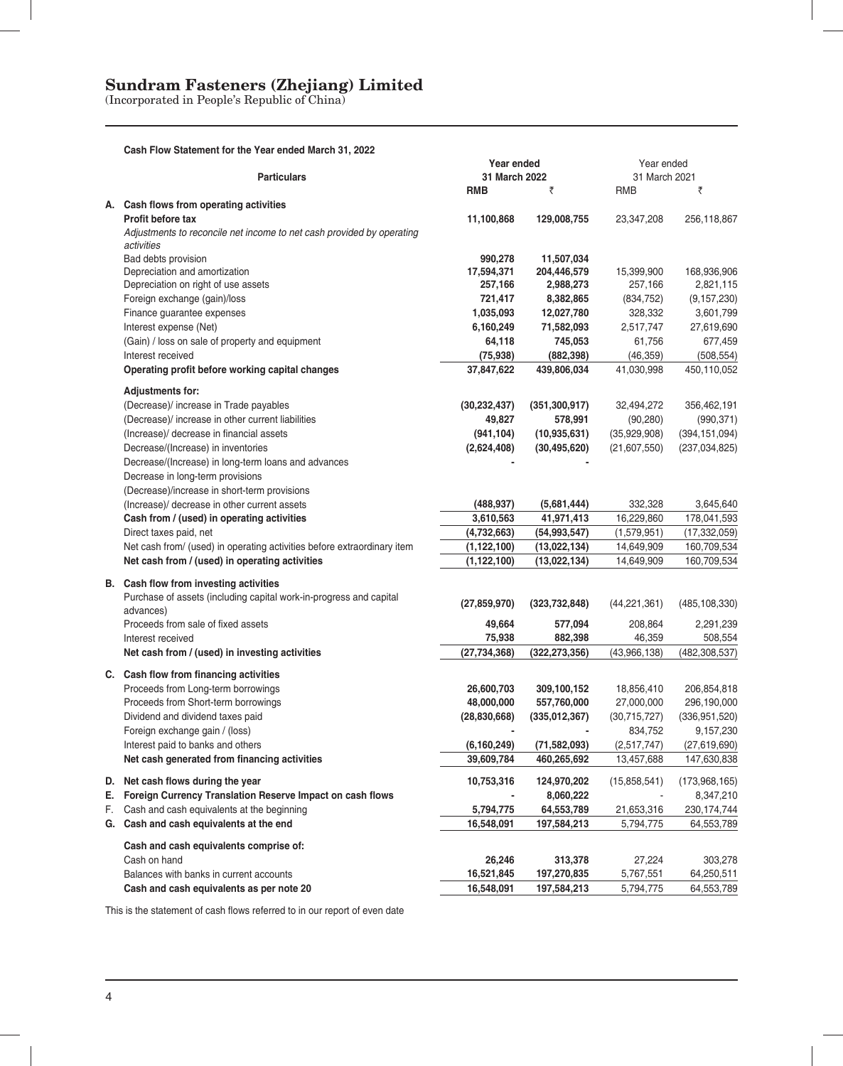# Sundram Fasteners (Zhejiang) Limited

(Incorporated in People's Republic of China)

**Cash Flow Statement for the Year ended March 31, 2022**

| | Particulars | Year ended 31 March 2022 | | Year ended 31 March 2021 | |
|---|---|---|---|---|---|
| | | **RMB** | **₹** | RMB | ₹ |
| **A.** | **Cash flows from operating activities** | | | | |
| | **Profit before tax** | **11,100,868** | **129,008,755** | 23,347,208 | 256,118,867 |
| | *Adjustments to reconcile net income to net cash provided by operating activities* | | | | |
| | Bad debts provision | **990,278** | **11,507,034** | | |
| | Depreciation and amortization | **17,594,371** | **204,446,579** | 15,399,900 | 168,936,906 |
| | Depreciation on right of use assets | **257,166** | **2,988,273** | 257,166 | 2,821,115 |
| | Foreign exchange (gain)/loss | **721,417** | **8,382,865** | (834,752) | (9,157,230) |
| | Finance guarantee expenses | **1,035,093** | **12,027,780** | 328,332 | 3,601,799 |
| | Interest expense (Net) | **6,160,249** | **71,582,093** | 2,517,747 | 27,619,690 |
| | (Gain) / loss on sale of property and equipment | **64,118** | **745,053** | 61,756 | 677,459 |
| | Interest received | **(75,938)** | **(882,398)** | (46,359) | (508,554) |
| | **Operating profit before working capital changes** | **37,847,622** | **439,806,034** | 41,030,998 | 450,110,052 |
| | **Adjustments for:** | | | | |
| | (Decrease)/ increase in Trade payables | **(30,232,437)** | **(351,300,917)** | 32,494,272 | 356,462,191 |
| | (Decrease)/ increase in other current liabilities | **49,827** | **578,991** | (90,280) | (990,371) |
| | (Increase)/ decrease in financial assets | **(941,104)** | **(10,935,631)** | (35,929,908) | (394,151,094) |
| | Decrease/(Increase) in inventories | **(2,624,408)** | **(30,495,620)** | (21,607,550) | (237,034,825) |
| | Decrease/(Increase) in long-term loans and advances | **-** | **-** | | |
| | Decrease in long-term provisions | | | | |
| | (Decrease)/increase in short-term provisions | | | | |
| | (Increase)/ decrease in other current assets | **(488,937)** | **(5,681,444)** | 332,328 | 3,645,640 |
| | **Cash from / (used) in operating activities** | **3,610,563** | **41,971,413** | 16,229,860 | 178,041,593 |
| | Direct taxes paid, net | **(4,732,663)** | **(54,993,547)** | (1,579,951) | (17,332,059) |
| | Net cash from/ (used) in operating activities before extraordinary item | **(1,122,100)** | **(13,022,134)** | 14,649,909 | 160,709,534 |
| | **Net cash from / (used) in operating activities** | **(1,122,100)** | **(13,022,134)** | 14,649,909 | 160,709,534 |
| **B.** | **Cash flow from investing activities** | | | | |
| | Purchase of assets (including capital work-in-progress and capital advances) | **(27,859,970)** | **(323,732,848)** | (44,221,361) | (485,108,330) |
| | Proceeds from sale of fixed assets | **49,664** | **577,094** | 208,864 | 2,291,239 |
| | Interest received | **75,938** | **882,398** | 46,359 | 508,554 |
| | **Net cash from / (used) in investing activities** | **(27,734,368)** | **(322,273,356)** | (43,966,138) | (482,308,537) |
| **C.** | **Cash flow from financing activities** | | | | |
| | Proceeds from Long-term borrowings | **26,600,703** | **309,100,152** | 18,856,410 | 206,854,818 |
| | Proceeds from Short-term borrowings | **48,000,000** | **557,760,000** | 27,000,000 | 296,190,000 |
| | Dividend and dividend taxes paid | **(28,830,668)** | **(335,012,367)** | (30,715,727) | (336,951,520) |
| | Foreign exchange gain / (loss) | **-** | **-** | 834,752 | 9,157,230 |
| | Interest paid to banks and others | **(6,160,249)** | **(71,582,093)** | (2,517,747) | (27,619,690) |
| | **Net cash generated from financing activities** | **39,609,784** | **460,265,692** | 13,457,688 | 147,630,838 |
| **D.** | **Net cash flows during the year** | **10,753,316** | **124,970,202** | (15,858,541) | (173,968,165) |
| **E.** | **Foreign Currency Translation Reserve Impact on cash flows** | **-** | **8,060,222** | - | 8,347,210 |
| F. | Cash and cash equivalents at the beginning | **5,794,775** | **64,553,789** | 21,653,316 | 230,174,744 |
| **G.** | **Cash and cash equivalents at the end** | **16,548,091** | **197,584,213** | 5,794,775 | 64,553,789 |
| | **Cash and cash equivalents comprise of:** | | | | |
| | Cash on hand | **26,246** | **313,378** | 27,224 | 303,278 |
| | Balances with banks in current accounts | **16,521,845** | **197,270,835** | 5,767,551 | 64,250,511 |
| | **Cash and cash equivalents as per note 20** | **16,548,091** | **197,584,213** | 5,794,775 | 64,553,789 |

This is the statement of cash flows referred to in our report of even date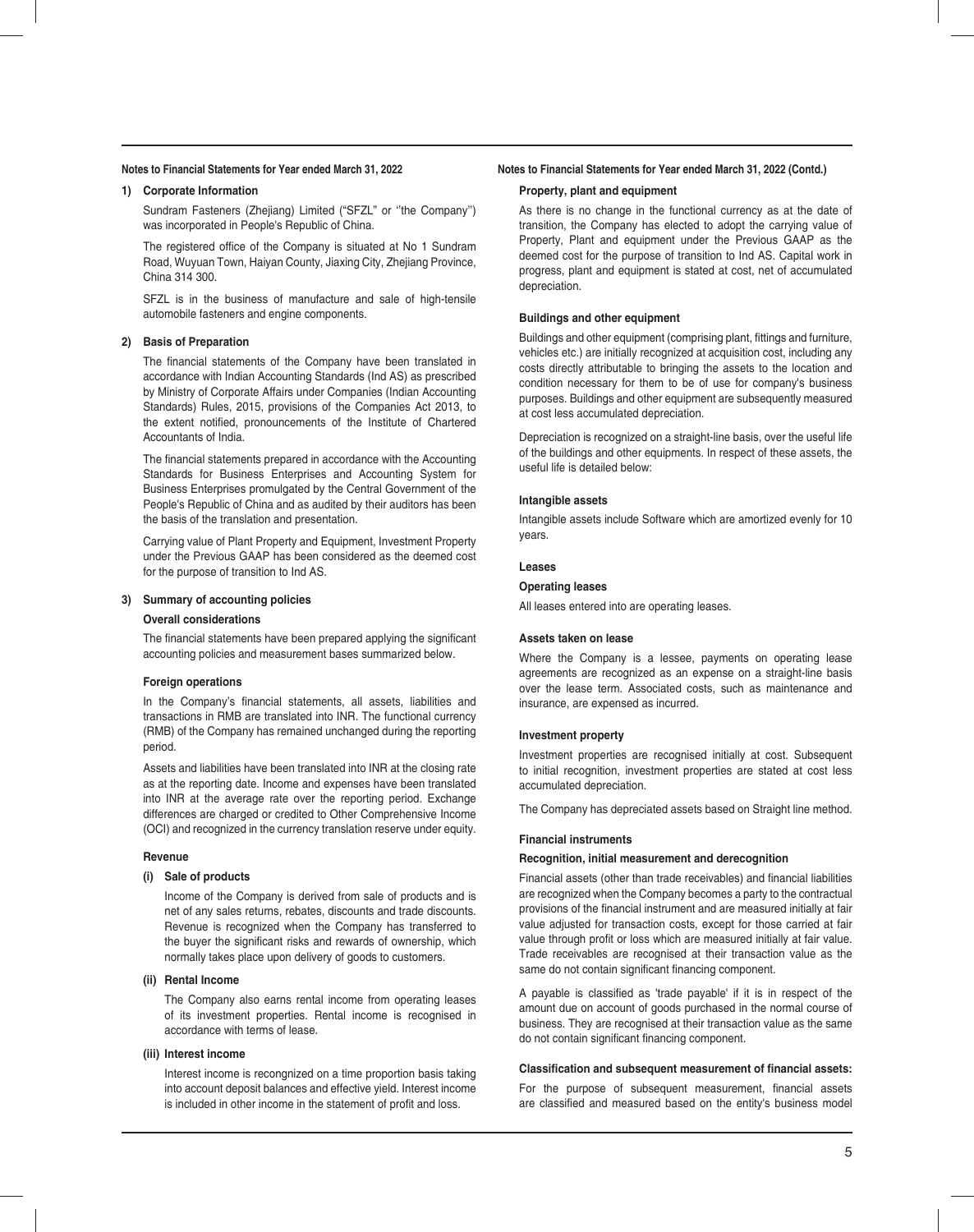## Notes to Financial Statements for Year ended March 31, 2022

### 1) Corporate Information

Sundram Fasteners (Zhejiang) Limited ("SFZL" or ''the Company'') was incorporated in People's Republic of China.

The registered office of the Company is situated at No 1 Sundram Road, Wuyuan Town, Haiyan County, Jiaxing City, Zhejiang Province, China 314 300.

SFZL is in the business of manufacture and sale of high-tensile automobile fasteners and engine components.

### 2) Basis of Preparation

The financial statements of the Company have been translated in accordance with Indian Accounting Standards (Ind AS) as prescribed by Ministry of Corporate Affairs under Companies (Indian Accounting Standards) Rules, 2015, provisions of the Companies Act 2013, to the extent notified, pronouncements of the Institute of Chartered Accountants of India.

The financial statements prepared in accordance with the Accounting Standards for Business Enterprises and Accounting System for Business Enterprises promulgated by the Central Government of the People's Republic of China and as audited by their auditors has been the basis of the translation and presentation.

Carrying value of Plant Property and Equipment, Investment Property under the Previous GAAP has been considered as the deemed cost for the purpose of transition to Ind AS.

### 3) Summary of accounting policies

**Overall considerations**

The financial statements have been prepared applying the significant accounting policies and measurement bases summarized below.

**Foreign operations**

In the Company's financial statements, all assets, liabilities and transactions in RMB are translated into INR. The functional currency (RMB) of the Company has remained unchanged during the reporting period.

Assets and liabilities have been translated into INR at the closing rate as at the reporting date. Income and expenses have been translated into INR at the average rate over the reporting period. Exchange differences are charged or credited to Other Comprehensive Income (OCI) and recognized in the currency translation reserve under equity.

**Revenue**

**(i) Sale of products**

Income of the Company is derived from sale of products and is net of any sales returns, rebates, discounts and trade discounts. Revenue is recognized when the Company has transferred to the buyer the significant risks and rewards of ownership, which normally takes place upon delivery of goods to customers.

**(ii) Rental Income**

The Company also earns rental income from operating leases of its investment properties. Rental income is recognised in accordance with terms of lease.

**(iii) Interest income**

Interest income is recongnized on a time proportion basis taking into account deposit balances and effective yield. Interest income is included in other income in the statement of profit and loss.

**Property, plant and equipment**

As there is no change in the functional currency as at the date of transition, the Company has elected to adopt the carrying value of Property, Plant and equipment under the Previous GAAP as the deemed cost for the purpose of transition to Ind AS. Capital work in progress, plant and equipment is stated at cost, net of accumulated depreciation.

**Buildings and other equipment**

Buildings and other equipment (comprising plant, fittings and furniture, vehicles etc.) are initially recognized at acquisition cost, including any costs directly attributable to bringing the assets to the location and condition necessary for them to be of use for company's business purposes. Buildings and other equipment are subsequently measured at cost less accumulated depreciation.

Depreciation is recognized on a straight-line basis, over the useful life of the buildings and other equipments. In respect of these assets, the useful life is detailed below:

**Intangible assets**

Intangible assets include Software which are amortized evenly for 10 years.

**Leases**

**Operating leases**

All leases entered into are operating leases.

**Assets taken on lease**

Where the Company is a lessee, payments on operating lease agreements are recognized as an expense on a straight-line basis over the lease term. Associated costs, such as maintenance and insurance, are expensed as incurred.

**Investment property**

Investment properties are recognised initially at cost. Subsequent to initial recognition, investment properties are stated at cost less accumulated depreciation.

The Company has depreciated assets based on Straight line method.

**Financial instruments**

**Recognition, initial measurement and derecognition**

Financial assets (other than trade receivables) and financial liabilities are recognized when the Company becomes a party to the contractual provisions of the financial instrument and are measured initially at fair value adjusted for transaction costs, except for those carried at fair value through profit or loss which are measured initially at fair value. Trade receivables are recognised at their transaction value as the same do not contain significant financing component.

A payable is classified as 'trade payable' if it is in respect of the amount due on account of goods purchased in the normal course of business. They are recognised at their transaction value as the same do not contain significant financing component.

**Classification and subsequent measurement of financial assets:**

For the purpose of subsequent measurement, financial assets are classified and measured based on the entity's business model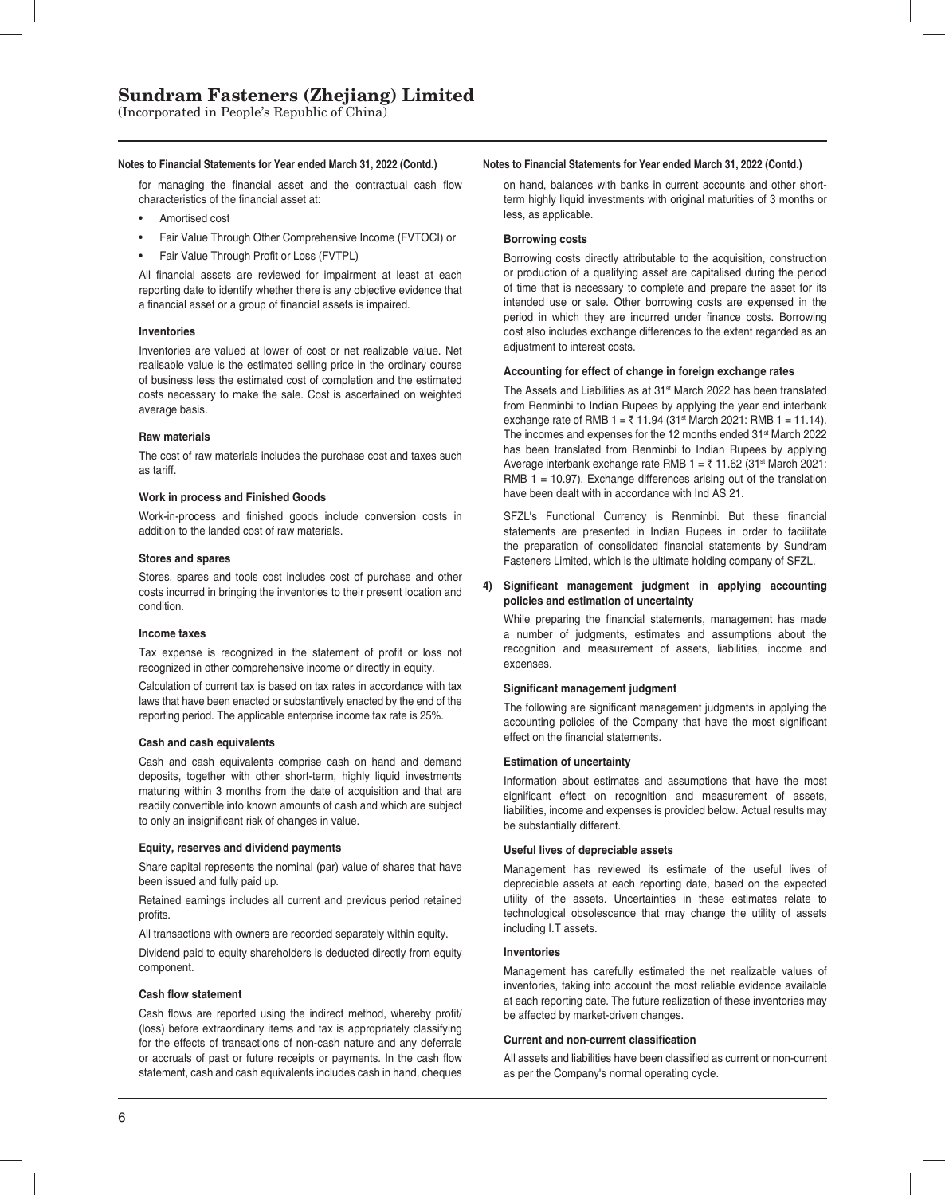**Notes to Financial Statements for Year ended March 31, 2022 (Contd.)**

for managing the financial asset and the contractual cash flow characteristics of the financial asset at:

- Amortised cost
- Fair Value Through Other Comprehensive Income (FVTOCI) or
- Fair Value Through Profit or Loss (FVTPL)

All financial assets are reviewed for impairment at least at each reporting date to identify whether there is any objective evidence that a financial asset or a group of financial assets is impaired.

**Inventories**

Inventories are valued at lower of cost or net realizable value. Net realisable value is the estimated selling price in the ordinary course of business less the estimated cost of completion and the estimated costs necessary to make the sale. Cost is ascertained on weighted average basis.

**Raw materials**

The cost of raw materials includes the purchase cost and taxes such as tariff.

**Work in process and Finished Goods**

Work-in-process and finished goods include conversion costs in addition to the landed cost of raw materials.

**Stores and spares**

Stores, spares and tools cost includes cost of purchase and other costs incurred in bringing the inventories to their present location and condition.

**Income taxes**

Tax expense is recognized in the statement of profit or loss not recognized in other comprehensive income or directly in equity.

Calculation of current tax is based on tax rates in accordance with tax laws that have been enacted or substantively enacted by the end of the reporting period. The applicable enterprise income tax rate is 25%.

**Cash and cash equivalents**

Cash and cash equivalents comprise cash on hand and demand deposits, together with other short-term, highly liquid investments maturing within 3 months from the date of acquisition and that are readily convertible into known amounts of cash and which are subject to only an insignificant risk of changes in value.

**Equity, reserves and dividend payments**

Share capital represents the nominal (par) value of shares that have been issued and fully paid up.

Retained earnings includes all current and previous period retained profits.

All transactions with owners are recorded separately within equity.

Dividend paid to equity shareholders is deducted directly from equity component.

**Cash flow statement**

Cash flows are reported using the indirect method, whereby profit/(loss) before extraordinary items and tax is appropriately classifying for the effects of transactions of non-cash nature and any deferrals or accruals of past or future receipts or payments. In the cash flow statement, cash and cash equivalents includes cash in hand, cheques on hand, balances with banks in current accounts and other short-term highly liquid investments with original maturities of 3 months or less, as applicable.

**Borrowing costs**

Borrowing costs directly attributable to the acquisition, construction or production of a qualifying asset are capitalised during the period of time that is necessary to complete and prepare the asset for its intended use or sale. Other borrowing costs are expensed in the period in which they are incurred under finance costs. Borrowing cost also includes exchange differences to the extent regarded as an adjustment to interest costs.

**Accounting for effect of change in foreign exchange rates**

The Assets and Liabilities as at 31st March 2022 has been translated from Renminbi to Indian Rupees by applying the year end interbank exchange rate of RMB 1 = ₹ 11.94 (31st March 2021: RMB 1 = 11.14). The incomes and expenses for the 12 months ended 31st March 2022 has been translated from Renminbi to Indian Rupees by applying Average interbank exchange rate RMB 1 = ₹ 11.62 (31st March 2021: RMB 1 = 10.97). Exchange differences arising out of the translation have been dealt with in accordance with Ind AS 21.

SFZL's Functional Currency is Renminbi. But these financial statements are presented in Indian Rupees in order to facilitate the preparation of consolidated financial statements by Sundram Fasteners Limited, which is the ultimate holding company of SFZL.

**4) Significant management judgment in applying accounting policies and estimation of uncertainty**

While preparing the financial statements, management has made a number of judgments, estimates and assumptions about the recognition and measurement of assets, liabilities, income and expenses.

**Significant management judgment**

The following are significant management judgments in applying the accounting policies of the Company that have the most significant effect on the financial statements.

**Estimation of uncertainty**

Information about estimates and assumptions that have the most significant effect on recognition and measurement of assets, liabilities, income and expenses is provided below. Actual results may be substantially different.

**Useful lives of depreciable assets**

Management has reviewed its estimate of the useful lives of depreciable assets at each reporting date, based on the expected utility of the assets. Uncertainties in these estimates relate to technological obsolescence that may change the utility of assets including I.T assets.

**Inventories**

Management has carefully estimated the net realizable values of inventories, taking into account the most reliable evidence available at each reporting date. The future realization of these inventories may be affected by market-driven changes.

**Current and non-current classification**

All assets and liabilities have been classified as current or non-current as per the Company's normal operating cycle.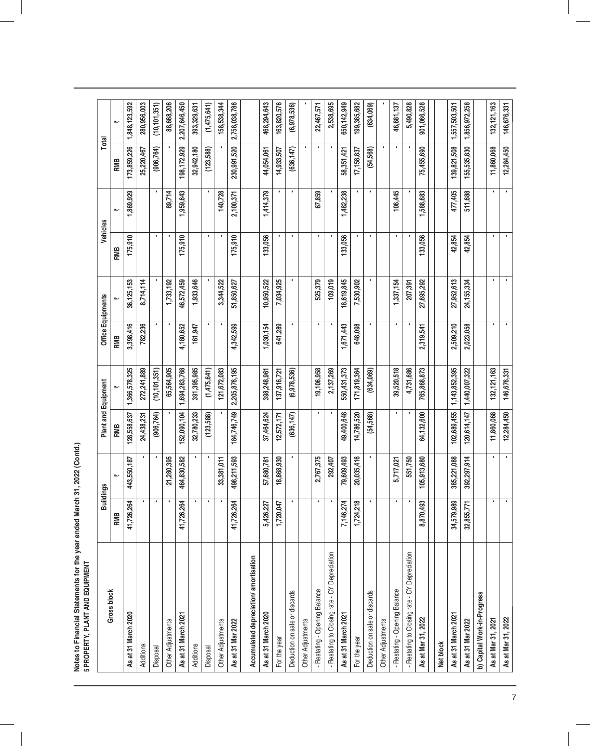**Notes to Financial Statements for the year ended March 31, 2022 (Contd.)**

**5 PROPERTY, PLANT AND EQUIPMENT**

| Gross block | Buildings | | Plant and Equipment | | Office Equipments | | Vehicles | | Total | |
|---|---|---|---|---|---|---|---|---|---|---|
| | RMB | ₹ | RMB | ₹ | RMB | ₹ | RMB | ₹ | RMB | ₹ |
| **As at 31 March 2020** | 41,726,264 | 443,550,187 | 128,558,637 | 1,366,578,325 | 3,398,416 | 36,125,153 | 175,910 | 1,869,929 | 173,859,226 | 1,848,123,592 |
| Additions | - | - | 24,438,231 | 272,241,889 | 782,236 | 8,714,114 | | | 25,220,467 | 280,956,003 |
| Disposal | - | - | (906,764) | (10,101,351) | - | - | - | - | (906,764) | (10,101,351) |
| Other Adjustments | - | 21,280,395 | - | 65,564,905 | - | 1,733,192 | - | 89,714 | - | 88,668,206 |
| **As at 31 March 2021** | 41,726,264 | 464,830,582 | 152,090,104 | 1,694,283,768 | 4,180,652 | 46,572,459 | 175,910 | 1,959,643 | 198,172,929 | 2,207,646,450 |
| Additions | - | - | 32,780,233 | 391,395,985 | 161,947 | 1,933,646 | | | 32,942,180 | 393,329,631 |
| Disposal | - | - | (123,588) | (1,475,641) | - | - | - | - | (123,588) | (1,475,641) |
| Other Adjustments | - | 33,381,011 | - | 121,672,083 | - | 3,344,522 | - | 140,728 | - | 158,538,344 |
| **As at 31 Mar 2022** | 41,726,264 | 498,211,593 | 184,746,749 | 2,205,876,195 | 4,342,599 | 51,850,627 | 175,910 | 2,100,371 | 230,991,520 | 2,758,038,786 |
| | | | | | | | | | | |
| **Accumulated depreciation/ amortisation** | | | | | | | | | | |
| **As at 31 March 2020** | 5,426,227 | 57,680,781 | 37,464,624 | 398,248,961 | 1,030,154 | 10,950,522 | 133,056 | 1,414,379 | 44,054,061 | 468,294,643 |
| For the year | 1,720,047 | 18,868,930 | 12,572,171 | 137,916,721 | 641,289 | 7,034,925 | - | - | 14,933,507 | 163,820,576 |
| Deduction on sale or discards | - | - | (636,147) | (6,978,536) | - | - | - | - | (636,147) | (6,978,536) |
| Other Adjustments | | | | | | | | | - | - |
| - Restating - Opening Balance | - | 2,767,375 | - | 19,106,958 | - | 525,379 | - | 67,859 | - | 22,467,571 |
| - Restating to Closing rate - CY Depreciation | - | 292,407 | - | 2,137,269 | - | 109,019 | - | - | - | 2,538,695 |
| **As at 31 March 2021** | 7,146,274 | 79,609,493 | 49,400,648 | 550,431,373 | 1,671,443 | 18,619,845 | 133,056 | 1,482,238 | 58,351,421 | 650,142,949 |
| For the year | 1,724,218 | 20,035,416 | 14,786,520 | 171,819,364 | 648,098 | 7,530,902 | - | - | 17,158,837 | 199,385,682 |
| Deduction on sale or discards | - | - | (54,568) | (634,069) | - | - | - | - | (54,568) | (634,069) |
| Other Adjustments | | | | | | | | | - | - |
| - Restating - Opening Balance | - | 5,717,021 | - | 39,520,518 | - | 1,337,154 | - | 106,445 | - | 46,681,137 |
| - Restating to Closing rate - CY Depreciation | - | 551,750 | - | 4,731,686 | - | 207,391 | - | - | - | 5,490,828 |
| **As at Mar 31, 2022** | 8,870,493 | 105,913,680 | 64,132,600 | 765,868,873 | 2,319,541 | 27,695,292 | 133,056 | 1,588,683 | 75,455,690 | 901,066,528 |
| | | | | | | | | | | |
| **Net block** | | | | | | | | | | |
| **As at 31 March 2021** | 34,579,989 | 385,221,088 | 102,689,455 | 1,143,852,395 | 2,509,210 | 27,952,613 | 42,854 | 477,405 | 139,821,508 | 1,557,503,501 |
| **As at 31 Mar 2022** | 32,855,771 | 392,297,914 | 120,614,147 | 1,440,007,322 | 2,023,058 | 24,155,334 | 42,854 | 511,688 | 155,535,830 | 1,856,972,258 |
| **b) Capital Work-in-Progress** | | | | | | | | | | |
| **As at Mar 31, 2021** | - | - | 11,860,068 | 132,121,163 | - | - | - | - | 11,860,068 | 132,121,163 |
| **As at Mar 31, 2022** | - | - | 12,284,450 | 146,676,331 | - | - | - | - | 12,284,450 | 146,676,331 |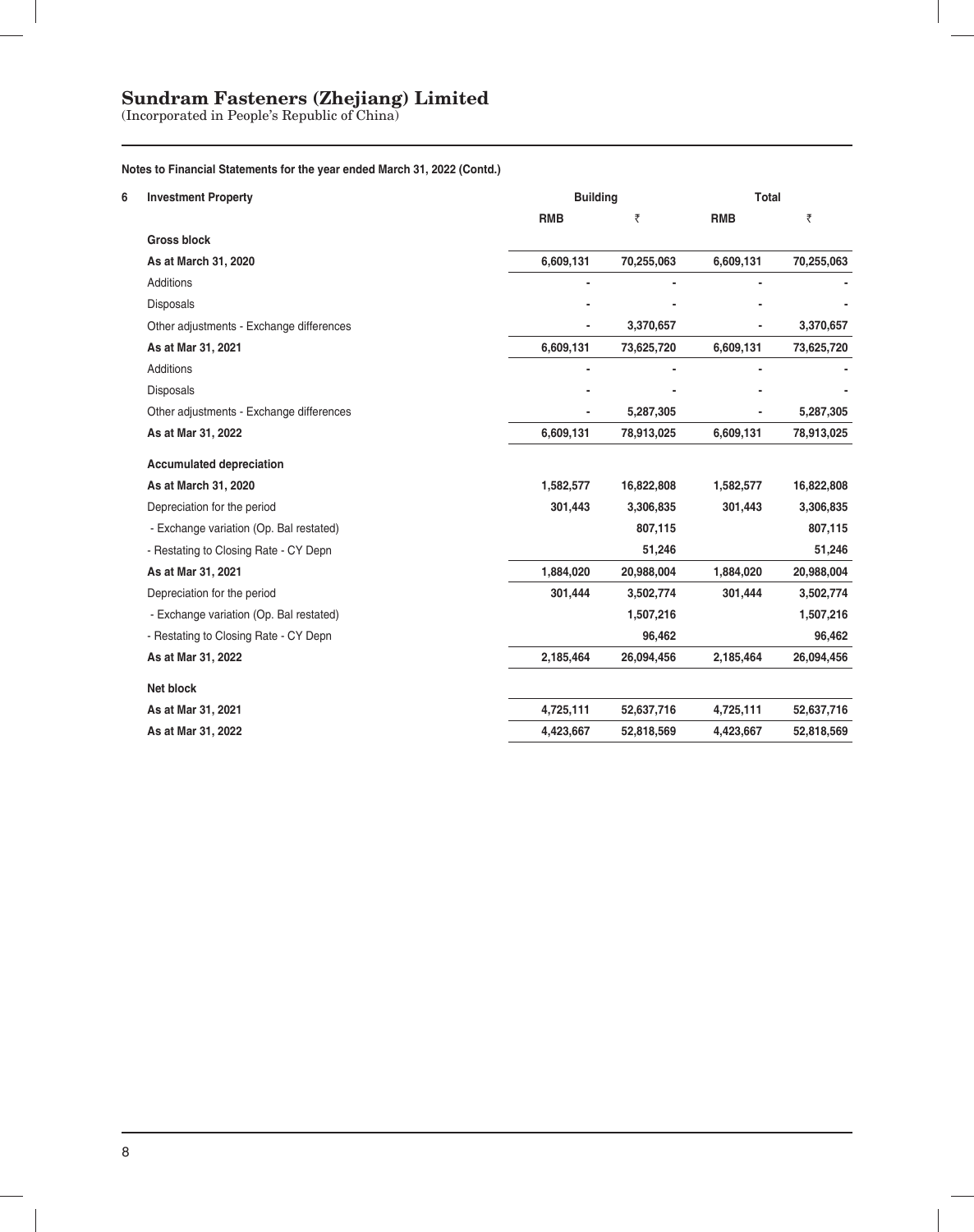# Sundram Fasteners (Zhejiang) Limited

(Incorporated in People's Republic of China)

**Notes to Financial Statements for the year ended March 31, 2022 (Contd.)**

| 6 Investment Property | Building | | Total | |
|---|---|---|---|---|
| | RMB | ₹ | RMB | ₹ |
| **Gross block** | | | | |
| **As at March 31, 2020** | 6,609,131 | 70,255,063 | 6,609,131 | 70,255,063 |
| Additions | - | - | - | - |
| Disposals | - | - | - | - |
| Other adjustments - Exchange differences | - | 3,370,657 | - | 3,370,657 |
| **As at Mar 31, 2021** | 6,609,131 | 73,625,720 | 6,609,131 | 73,625,720 |
| Additions | - | - | - | - |
| Disposals | - | - | - | - |
| Other adjustments - Exchange differences | - | 5,287,305 | - | 5,287,305 |
| **As at Mar 31, 2022** | 6,609,131 | 78,913,025 | 6,609,131 | 78,913,025 |
| **Accumulated depreciation** | | | | |
| **As at March 31, 2020** | 1,582,577 | 16,822,808 | 1,582,577 | 16,822,808 |
| Depreciation for the period | 301,443 | 3,306,835 | 301,443 | 3,306,835 |
| - Exchange variation (Op. Bal restated) | | 807,115 | | 807,115 |
| - Restating to Closing Rate - CY Depn | | 51,246 | | 51,246 |
| **As at Mar 31, 2021** | 1,884,020 | 20,988,004 | 1,884,020 | 20,988,004 |
| Depreciation for the period | 301,444 | 3,502,774 | 301,444 | 3,502,774 |
| - Exchange variation (Op. Bal restated) | | 1,507,216 | | 1,507,216 |
| - Restating to Closing Rate - CY Depn | | 96,462 | | 96,462 |
| **As at Mar 31, 2022** | 2,185,464 | 26,094,456 | 2,185,464 | 26,094,456 |
| **Net block** | | | | |
| **As at Mar 31, 2021** | 4,725,111 | 52,637,716 | 4,725,111 | 52,637,716 |
| **As at Mar 31, 2022** | 4,423,667 | 52,818,569 | 4,423,667 | 52,818,569 |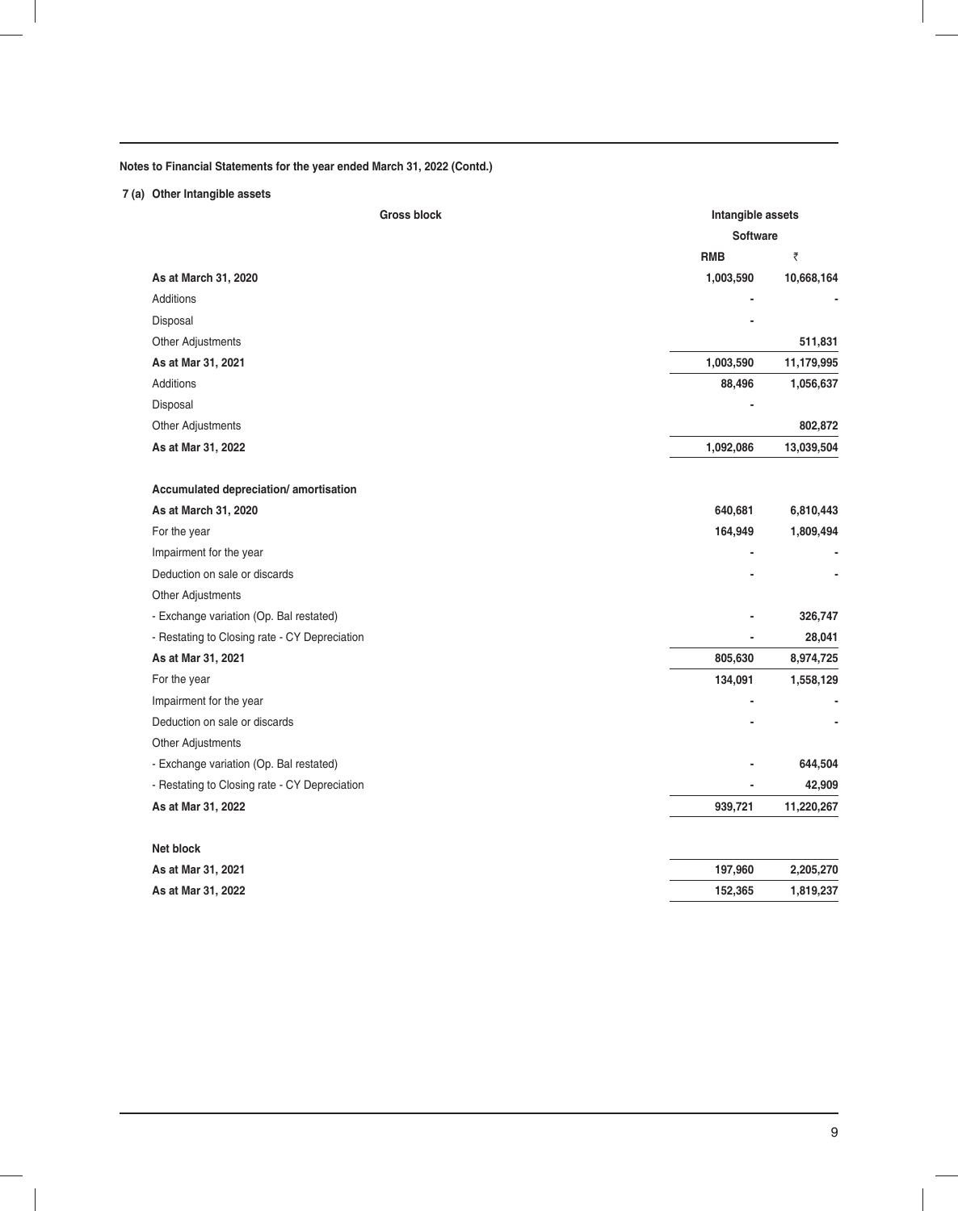**Notes to Financial Statements for the year ended March 31, 2022 (Contd.)**

**7 (a) Other Intangible assets**

| Gross block | Intangible assets | |
|---|---|---|
| | Software | |
| | RMB | ₹ |
| **As at March 31, 2020** | **1,003,590** | **10,668,164** |
| Additions | - | - |
| Disposal | - | |
| Other Adjustments | | 511,831 |
| **As at Mar 31, 2021** | **1,003,590** | **11,179,995** |
| Additions | 88,496 | 1,056,637 |
| Disposal | - | |
| Other Adjustments | | 802,872 |
| **As at Mar 31, 2022** | **1,092,086** | **13,039,504** |
| | | |
| **Accumulated depreciation/ amortisation** | | |
| **As at March 31, 2020** | **640,681** | **6,810,443** |
| For the year | 164,949 | 1,809,494 |
| Impairment for the year | - | - |
| Deduction on sale or discards | - | - |
| Other Adjustments | | |
| - Exchange variation (Op. Bal restated) | - | 326,747 |
| - Restating to Closing rate - CY Depreciation | - | 28,041 |
| **As at Mar 31, 2021** | **805,630** | **8,974,725** |
| For the year | 134,091 | 1,558,129 |
| Impairment for the year | - | - |
| Deduction on sale or discards | - | - |
| Other Adjustments | | |
| - Exchange variation (Op. Bal restated) | - | 644,504 |
| - Restating to Closing rate - CY Depreciation | - | 42,909 |
| **As at Mar 31, 2022** | **939,721** | **11,220,267** |
| | | |
| **Net block** | | |
| **As at Mar 31, 2021** | **197,960** | **2,205,270** |
| **As at Mar 31, 2022** | **152,365** | **1,819,237** |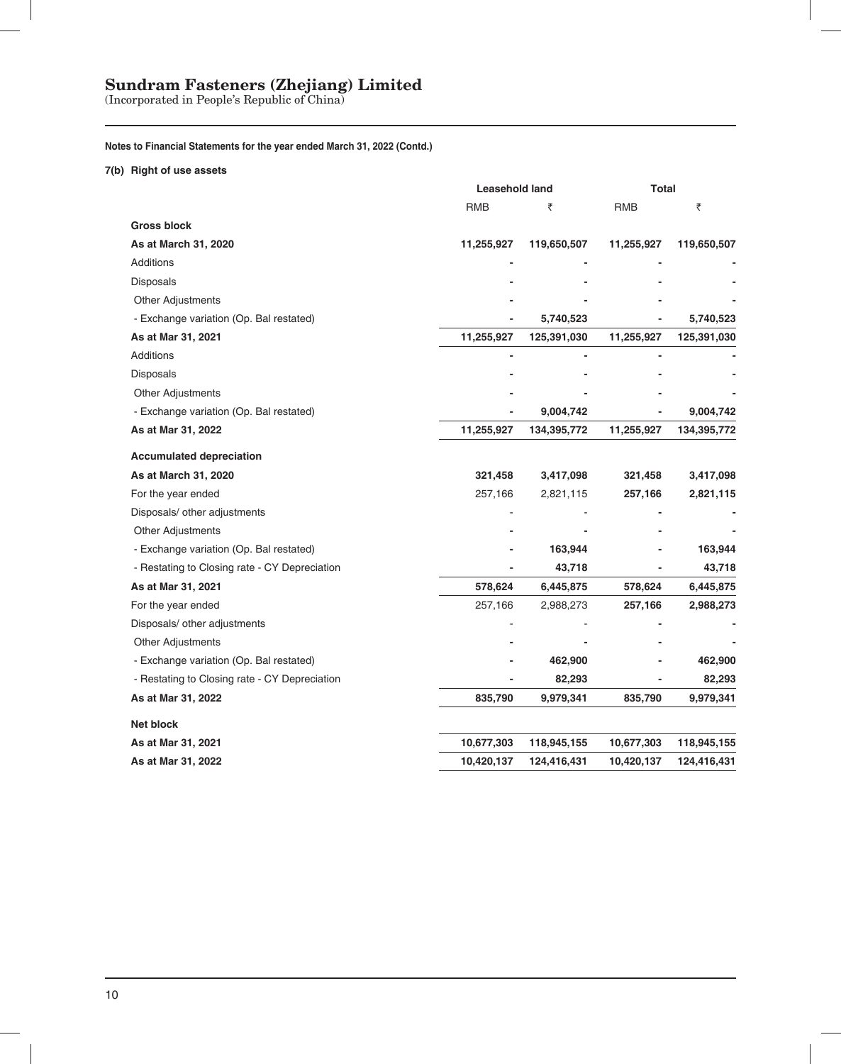# Sundram Fasteners (Zhejiang) Limited

(Incorporated in People's Republic of China)

**Notes to Financial Statements for the year ended March 31, 2022 (Contd.)**

**7(b) Right of use assets**

| | Leasehold land | | Total | |
|---|---|---|---|---|
| | RMB | ₹ | RMB | ₹ |
| **Gross block** | | | | |
| **As at March 31, 2020** | **11,255,927** | **119,650,507** | **11,255,927** | **119,650,507** |
| Additions | - | - | - | - |
| Disposals | - | - | - | - |
| Other Adjustments | - | - | - | - |
| - Exchange variation (Op. Bal restated) | - | **5,740,523** | - | **5,740,523** |
| **As at Mar 31, 2021** | **11,255,927** | **125,391,030** | **11,255,927** | **125,391,030** |
| Additions | - | - | - | - |
| Disposals | - | - | - | - |
| Other Adjustments | - | - | - | - |
| - Exchange variation (Op. Bal restated) | - | **9,004,742** | - | **9,004,742** |
| **As at Mar 31, 2022** | **11,255,927** | **134,395,772** | **11,255,927** | **134,395,772** |
| **Accumulated depreciation** | | | | |
| **As at March 31, 2020** | **321,458** | **3,417,098** | **321,458** | **3,417,098** |
| For the year ended | 257,166 | 2,821,115 | **257,166** | **2,821,115** |
| Disposals/ other adjustments | - | - | - | - |
| Other Adjustments | - | - | - | - |
| - Exchange variation (Op. Bal restated) | - | **163,944** | - | **163,944** |
| - Restating to Closing rate - CY Depreciation | - | **43,718** | - | **43,718** |
| **As at Mar 31, 2021** | **578,624** | **6,445,875** | **578,624** | **6,445,875** |
| For the year ended | 257,166 | 2,988,273 | **257,166** | **2,988,273** |
| Disposals/ other adjustments | - | - | - | - |
| Other Adjustments | - | - | - | - |
| - Exchange variation (Op. Bal restated) | - | **462,900** | - | **462,900** |
| - Restating to Closing rate - CY Depreciation | - | **82,293** | - | **82,293** |
| **As at Mar 31, 2022** | **835,790** | **9,979,341** | **835,790** | **9,979,341** |
| **Net block** | | | | |
| **As at Mar 31, 2021** | **10,677,303** | **118,945,155** | **10,677,303** | **118,945,155** |
| **As at Mar 31, 2022** | **10,420,137** | **124,416,431** | **10,420,137** | **124,416,431** |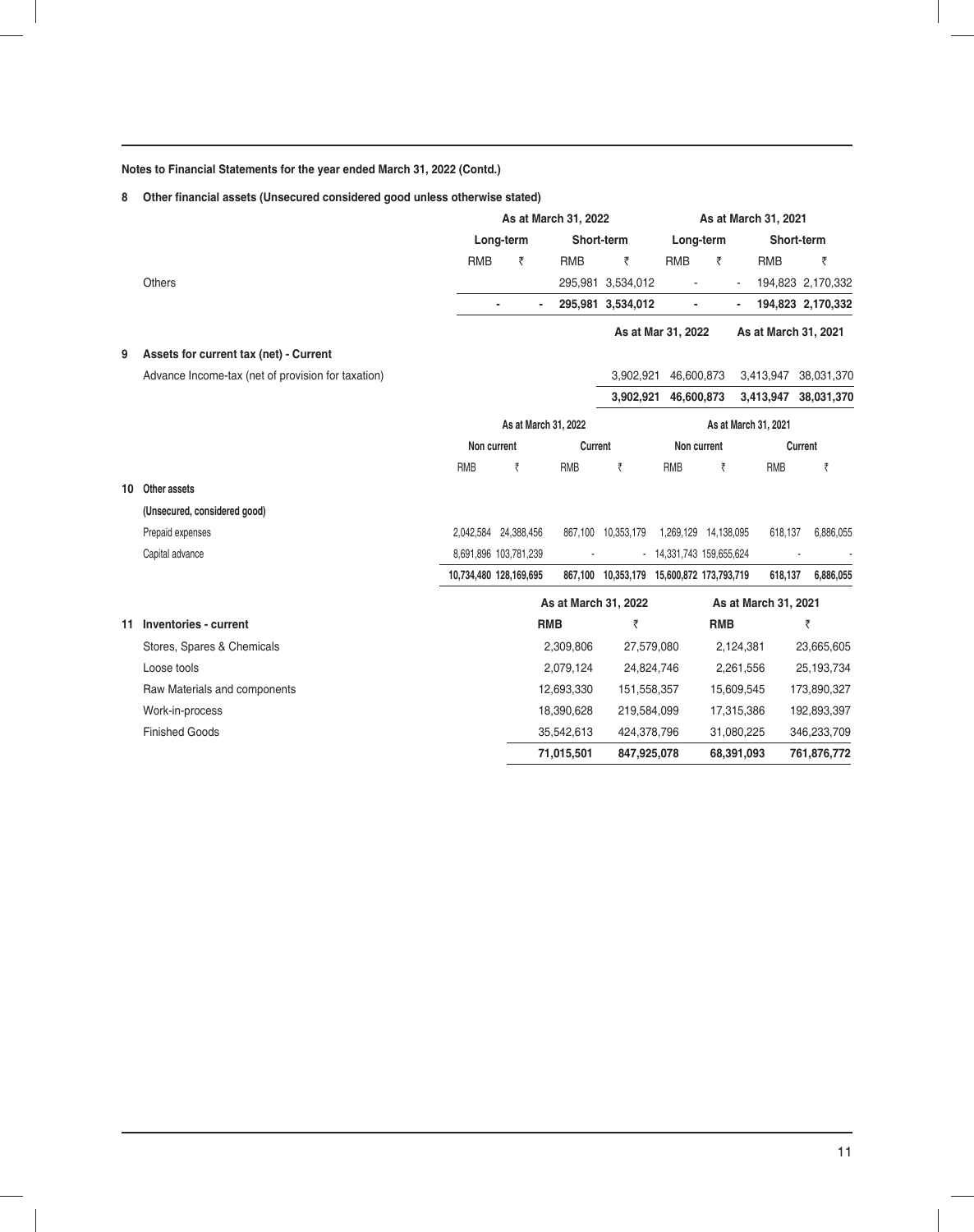**Notes to Financial Statements for the year ended March 31, 2022 (Contd.)**

**8 Other financial assets (Unsecured considered good unless otherwise stated)**

| | As at March 31, 2022 | | | | As at March 31, 2021 | | | |
|---|---|---|---|---|---|---|---|---|
| | Long-term | | Short-term | | Long-term | | Short-term | |
| | RMB | ₹ | RMB | ₹ | RMB | ₹ | RMB | ₹ |
| Others | | | 295,981 | 3,534,012 | - | - | 194,823 | 2,170,332 |
| | **-** | **-** | **295,981** | **3,534,012** | **-** | **-** | **194,823** | **2,170,332** |

**9 Assets for current tax (net) - Current**

| | As at Mar 31, 2022 | | As at March 31, 2021 | |
|---|---|---|---|---|
| Advance Income-tax (net of provision for taxation) | 3,902,921 | 46,600,873 | 3,413,947 | 38,031,370 |
| | **3,902,921** | **46,600,873** | **3,413,947** | **38,031,370** |

**10 Other assets**

| | As at March 31, 2022 | | | | As at March 31, 2021 | | | |
|---|---|---|---|---|---|---|---|---|
| | Non current | | Current | | Non current | | Current | |
| | RMB | ₹ | RMB | ₹ | RMB | ₹ | RMB | ₹ |
| **(Unsecured, considered good)** | | | | | | | | |
| Prepaid expenses | 2,042,584 | 24,388,456 | 867,100 | 10,353,179 | 1,269,129 | 14,138,095 | 618,137 | 6,886,055 |
| Capital advance | 8,691,896 | 103,781,239 | - | - | 14,331,743 | 159,655,624 | - | - |
| | **10,734,480** | **128,169,695** | **867,100** | **10,353,179** | **15,600,872** | **173,793,719** | **618,137** | **6,886,055** |

**11 Inventories - current**

| | As at March 31, 2022 | | As at March 31, 2021 | |
|---|---|---|---|---|
| | **RMB** | ₹ | **RMB** | ₹ |
| Stores, Spares & Chemicals | 2,309,806 | 27,579,080 | 2,124,381 | 23,665,605 |
| Loose tools | 2,079,124 | 24,824,746 | 2,261,556 | 25,193,734 |
| Raw Materials and components | 12,693,330 | 151,558,357 | 15,609,545 | 173,890,327 |
| Work-in-process | 18,390,628 | 219,584,099 | 17,315,386 | 192,893,397 |
| Finished Goods | 35,542,613 | 424,378,796 | 31,080,225 | 346,233,709 |
| | **71,015,501** | **847,925,078** | **68,391,093** | **761,876,772** |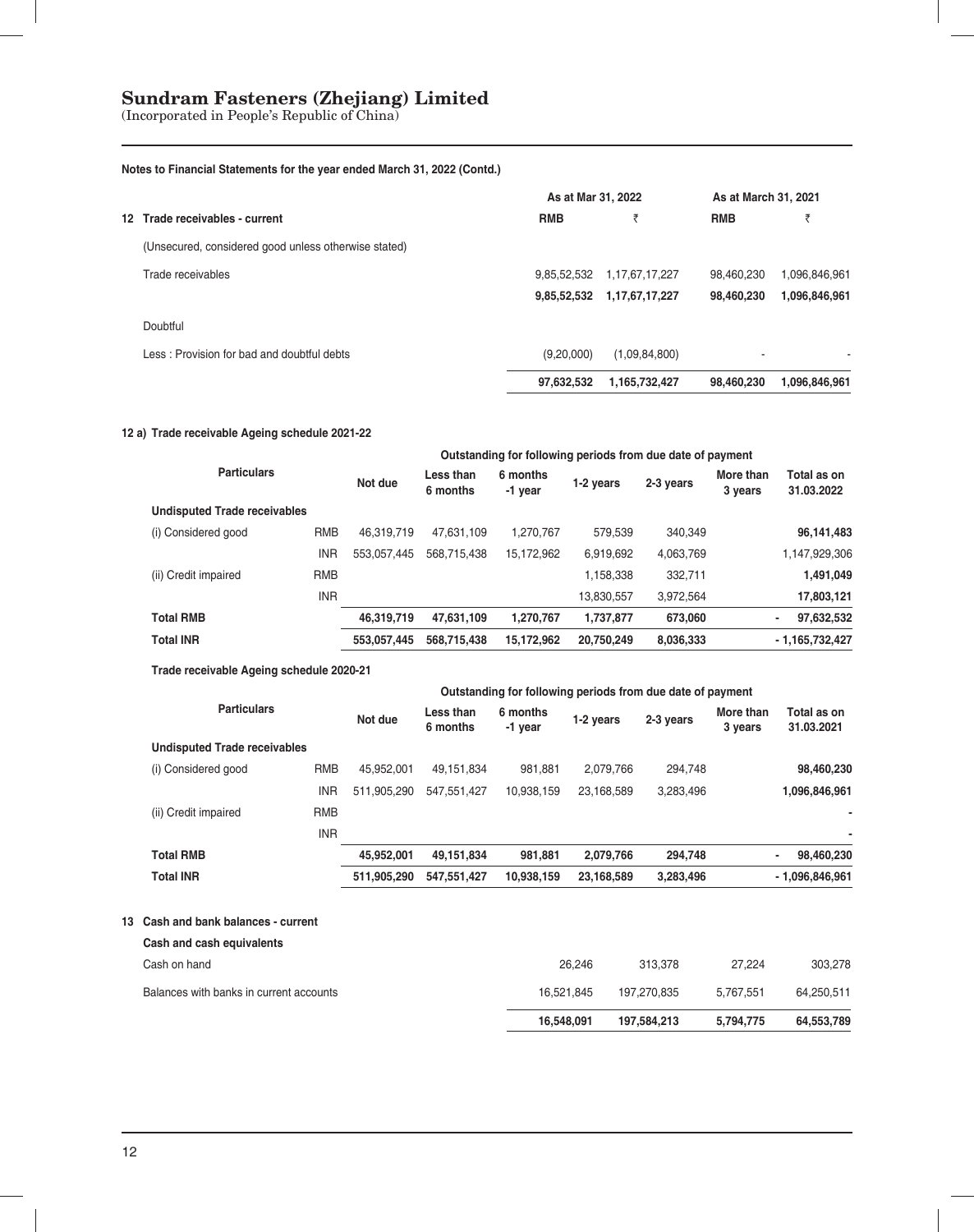# Sundram Fasteners (Zhejiang) Limited

(Incorporated in People's Republic of China)

**Notes to Financial Statements for the year ended March 31, 2022 (Contd.)**

| | As at Mar 31, 2022 | | As at March 31, 2021 | |
|---|---|---|---|---|
| **12 Trade receivables - current** | **RMB** | **₹** | **RMB** | **₹** |
| (Unsecured, considered good unless otherwise stated) | | | | |
| Trade receivables | 9,85,52,532 | 1,17,67,17,227 | 98,460,230 | 1,096,846,961 |
| | **9,85,52,532** | **1,17,67,17,227** | **98,460,230** | **1,096,846,961** |
| Doubtful | | | | |
| Less : Provision for bad and doubtful debts | (9,20,000) | (1,09,84,800) | - | - |
| | **97,632,532** | **1,165,732,427** | **98,460,230** | **1,096,846,961** |

**12 a) Trade receivable Ageing schedule 2021-22**

| Particulars | | Outstanding for following periods from due date of payment | | | | | | |
|---|---|---|---|---|---|---|---|---|
| | | Not due | Less than 6 months | 6 months -1 year | 1-2 years | 2-3 years | More than 3 years | Total as on 31.03.2022 |
| **Undisputed Trade receivables** | | | | | | | | |
| (i) Considered good | RMB | 46,319,719 | 47,631,109 | 1,270,767 | 579,539 | 340,349 | | **96,141,483** |
| | INR | 553,057,445 | 568,715,438 | 15,172,962 | 6,919,692 | 4,063,769 | | 1,147,929,306 |
| (ii) Credit impaired | RMB | | | | 1,158,338 | 332,711 | | **1,491,049** |
| | INR | | | | 13,830,557 | 3,972,564 | | **17,803,121** |
| **Total RMB** | | **46,319,719** | **47,631,109** | **1,270,767** | **1,737,877** | **673,060** | **-** | **97,632,532** |
| **Total INR** | | **553,057,445** | **568,715,438** | **15,172,962** | **20,750,249** | **8,036,333** | **-** | **1,165,732,427** |

**Trade receivable Ageing schedule 2020-21**

| Particulars | | Outstanding for following periods from due date of payment | | | | | | |
|---|---|---|---|---|---|---|---|---|
| | | Not due | Less than 6 months | 6 months -1 year | 1-2 years | 2-3 years | More than 3 years | Total as on 31.03.2021 |
| **Undisputed Trade receivables** | | | | | | | | |
| (i) Considered good | RMB | 45,952,001 | 49,151,834 | 981,881 | 2,079,766 | 294,748 | | **98,460,230** |
| | INR | 511,905,290 | 547,551,427 | 10,938,159 | 23,168,589 | 3,283,496 | | **1,096,846,961** |
| (ii) Credit impaired | RMB | | | | | | | **-** |
| | INR | | | | | | | **-** |
| **Total RMB** | | **45,952,001** | **49,151,834** | **981,881** | **2,079,766** | **294,748** | **-** | **98,460,230** |
| **Total INR** | | **511,905,290** | **547,551,427** | **10,938,159** | **23,168,589** | **3,283,496** | **-** | **1,096,846,961** |

| **13 Cash and bank balances - current** | | | | |
|---|---|---|---|---|
| **Cash and cash equivalents** | | | | |
| Cash on hand | 26,246 | 313,378 | 27,224 | 303,278 |
| Balances with banks in current accounts | 16,521,845 | 197,270,835 | 5,767,551 | 64,250,511 |
| | **16,548,091** | **197,584,213** | **5,794,775** | **64,553,789** |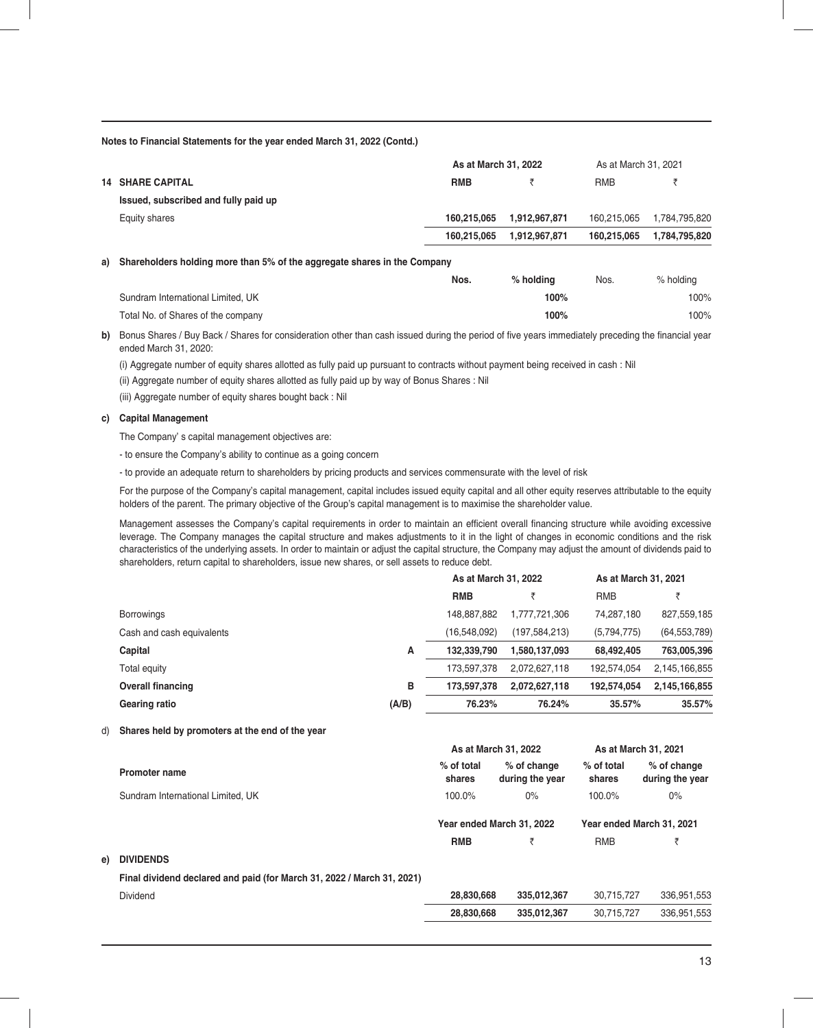**Notes to Financial Statements for the year ended March 31, 2022 (Contd.)**

| | As at March 31, 2022 | | As at March 31, 2021 | |
|---|---|---|---|---|
| **14 SHARE CAPITAL** | **RMB** | ₹ | RMB | ₹ |
| **Issued, subscribed and fully paid up** | | | | |
| Equity shares | 160,215,065 | 1,912,967,871 | 160,215,065 | 1,784,795,820 |
| | **160,215,065** | **1,912,967,871** | **160,215,065** | **1,784,795,820** |

**a) Shareholders holding more than 5% of the aggregate shares in the Company**

| | Nos. | % holding | Nos. | % holding |
|---|---|---|---|---|
| Sundram International Limited, UK | | **100%** | | 100% |
| Total No. of Shares of the company | | **100%** | | 100% |

**b)** Bonus Shares / Buy Back / Shares for consideration other than cash issued during the period of five years immediately preceding the financial year ended March 31, 2020:

(i) Aggregate number of equity shares allotted as fully paid up pursuant to contracts without payment being received in cash : Nil

(ii) Aggregate number of equity shares allotted as fully paid up by way of Bonus Shares : Nil

(iii) Aggregate number of equity shares bought back : Nil

**c) Capital Management**

The Company' s capital management objectives are:

- to ensure the Company's ability to continue as a going concern

- to provide an adequate return to shareholders by pricing products and services commensurate with the level of risk

For the purpose of the Company's capital management, capital includes issued equity capital and all other equity reserves attributable to the equity holders of the parent. The primary objective of the Group's capital management is to maximise the shareholder value.

Management assesses the Company's capital requirements in order to maintain an efficient overall financing structure while avoiding excessive leverage. The Company manages the capital structure and makes adjustments to it in the light of changes in economic conditions and the risk characteristics of the underlying assets. In order to maintain or adjust the capital structure, the Company may adjust the amount of dividends paid to shareholders, return capital to shareholders, issue new shares, or sell assets to reduce debt.

| | | As at March 31, 2022 | | As at March 31, 2021 | |
|---|---|---|---|---|---|
| | | **RMB** | ₹ | RMB | ₹ |
| Borrowings | | 148,887,882 | 1,777,721,306 | 74,287,180 | 827,559,185 |
| Cash and cash equivalents | | (16,548,092) | (197,584,213) | (5,794,775) | (64,553,789) |
| **Capital** | **A** | **132,339,790** | **1,580,137,093** | **68,492,405** | **763,005,396** |
| Total equity | | 173,597,378 | 2,072,627,118 | 192,574,054 | 2,145,166,855 |
| **Overall financing** | **B** | **173,597,378** | **2,072,627,118** | **192,574,054** | **2,145,166,855** |
| **Gearing ratio** | **(A/B)** | **76.23%** | **76.24%** | **35.57%** | **35.57%** |

**d) Shares held by promoters at the end of the year**

| | As at March 31, 2022 | | As at March 31, 2021 | |
|---|---|---|---|---|
| **Promoter name** | **% of total shares** | **% of change during the year** | **% of total shares** | **% of change during the year** |
| Sundram International Limited, UK | 100.0% | 0% | 100.0% | 0% |

| | Year ended March 31, 2022 | | Year ended March 31, 2021 | |
|---|---|---|---|---|
| | **RMB** | ₹ | RMB | ₹ |
| **e) DIVIDENDS** | | | | |
| **Final dividend declared and paid (for March 31, 2022 / March 31, 2021)** | | | | |
| Dividend | **28,830,668** | **335,012,367** | 30,715,727 | 336,951,553 |
| | **28,830,668** | **335,012,367** | 30,715,727 | 336,951,553 |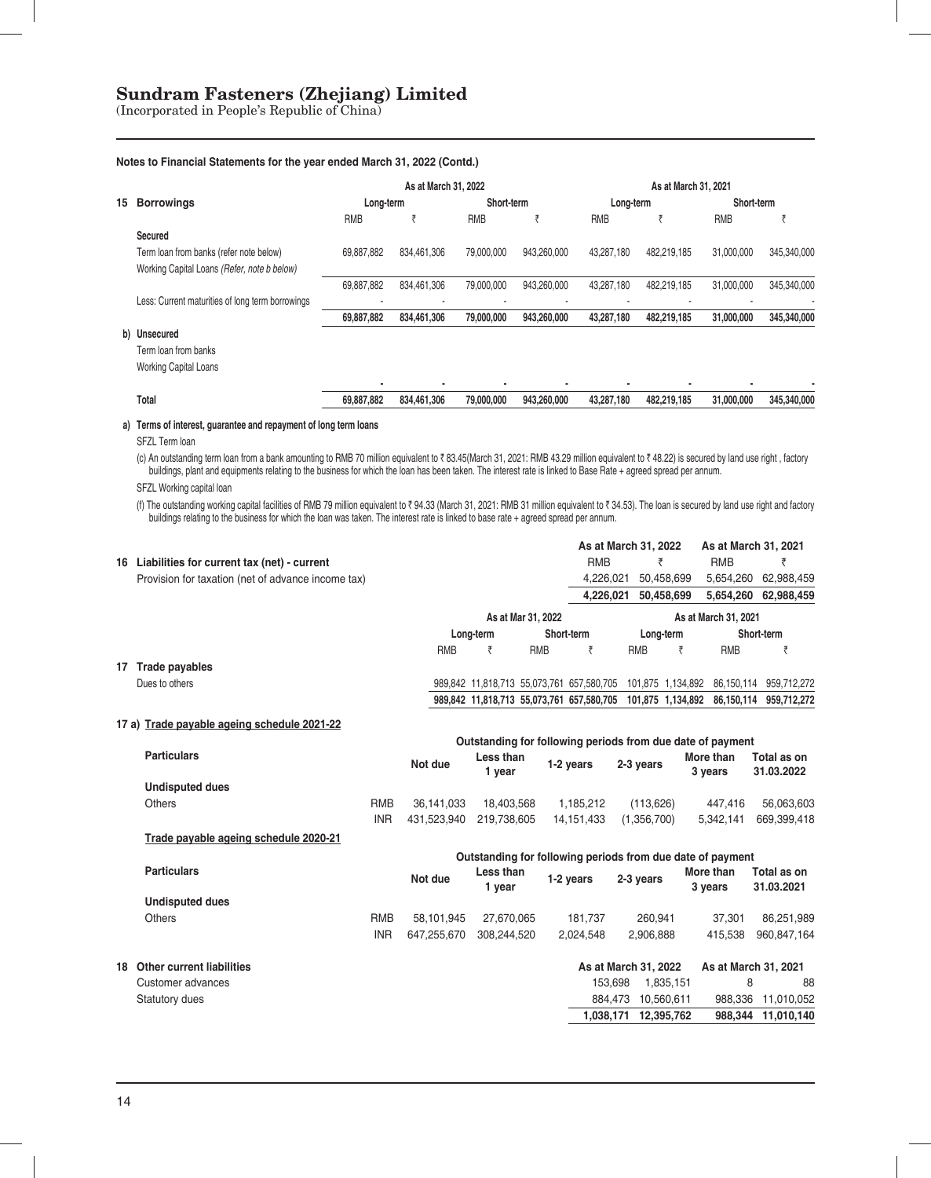# Sundram Fasteners (Zhejiang) Limited

(Incorporated in People's Republic of China)

**Notes to Financial Statements for the year ended March 31, 2022 (Contd.)**

| 15 Borrowings | As at March 31, 2022 | | | | As at March 31, 2021 | | | |
|---|---|---|---|---|---|---|---|---|
| | Long-term | | Short-term | | Long-term | | Short-term | |
| | RMB | ₹ | RMB | ₹ | RMB | ₹ | RMB | ₹ |
| **Secured** | | | | | | | | |
| Term loan from banks (refer note below) | 69,887,882 | 834,461,306 | 79,000,000 | 943,260,000 | 43,287,180 | 482,219,185 | 31,000,000 | 345,340,000 |
| Working Capital Loans *(Refer, note b below)* | | | | | | | | |
| | 69,887,882 | 834,461,306 | 79,000,000 | 943,260,000 | 43,287,180 | 482,219,185 | 31,000,000 | 345,340,000 |
| Less: Current maturities of long term borrowings | - | - | - | - | - | - | - | - |
| | **69,887,882** | **834,461,306** | **79,000,000** | **943,260,000** | **43,287,180** | **482,219,185** | **31,000,000** | **345,340,000** |
| **b) Unsecured** | | | | | | | | |
| Term loan from banks | | | | | | | | |
| Working Capital Loans | | | | | | | | |
| | - | - | - | - | - | - | - | - |
| **Total** | **69,887,882** | **834,461,306** | **79,000,000** | **943,260,000** | **43,287,180** | **482,219,185** | **31,000,000** | **345,340,000** |

**a) Terms of interest, guarantee and repayment of long term loans**

SFZL Term loan

(c) An outstanding term loan from a bank amounting to RMB 70 million equivalent to ₹ 83.45(March 31, 2021: RMB 43.29 million equivalent to ₹ 48.22) is secured by land use right , factory buildings, plant and equipments relating to the business for which the loan has been taken. The interest rate is linked to Base Rate + agreed spread per annum.

SFZL Working capital loan

(f) The outstanding working capital facilities of RMB 79 million equivalent to ₹ 94.33 (March 31, 2021: RMB 31 million equivalent to ₹ 34.53). The loan is secured by land use right and factory buildings relating to the business for which the loan was taken. The interest rate is linked to base rate + agreed spread per annum.

| 16 Liabilities for current tax (net) - current | As at March 31, 2022 | | As at March 31, 2021 | |
|---|---|---|---|---|
| | RMB | ₹ | RMB | ₹ |
| Provision for taxation (net of advance income tax) | 4,226,021 | 50,458,699 | 5,654,260 | 62,988,459 |
| | **4,226,021** | **50,458,699** | **5,654,260** | **62,988,459** |

| 17 Trade payables | As at Mar 31, 2022 | | | | As at March 31, 2021 | | | |
|---|---|---|---|---|---|---|---|---|
| | Long-term | | Short-term | | Long-term | | Short-term | |
| | RMB | ₹ | RMB | ₹ | RMB | ₹ | RMB | ₹ |
| Dues to others | 989,842 | 11,818,713 | 55,073,761 | 657,580,705 | 101,875 | 1,134,892 | 86,150,114 | 959,712,272 |
| | **989,842** | **11,818,713** | **55,073,761** | **657,580,705** | **101,875** | **1,134,892** | **86,150,114** | **959,712,272** |

**17 a) Trade payable ageing schedule 2021-22**

| Particulars | | Outstanding for following periods from due date of payment | | | | | |
|---|---|---|---|---|---|---|---|
| | | Not due | Less than 1 year | 1-2 years | 2-3 years | More than 3 years | Total as on 31.03.2022 |
| **Undisputed dues** | | | | | | | |
| Others | RMB | 36,141,033 | 18,403,568 | 1,185,212 | (113,626) | 447,416 | 56,063,603 |
| | INR | 431,523,940 | 219,738,605 | 14,151,433 | (1,356,700) | 5,342,141 | 669,399,418 |

**Trade payable ageing schedule 2020-21**

| Particulars | | Outstanding for following periods from due date of payment | | | | | |
|---|---|---|---|---|---|---|---|
| | | Not due | Less than 1 year | 1-2 years | 2-3 years | More than 3 years | Total as on 31.03.2021 |
| **Undisputed dues** | | | | | | | |
| Others | RMB | 58,101,945 | 27,670,065 | 181,737 | 260,941 | 37,301 | 86,251,989 |
| | INR | 647,255,670 | 308,244,520 | 2,024,548 | 2,906,888 | 415,538 | 960,847,164 |

| 18 Other current liabilities | As at March 31, 2022 | | As at March 31, 2021 | |
|---|---|---|---|---|
| Customer advances | 153,698 | 1,835,151 | 8 | 88 |
| Statutory dues | 884,473 | 10,560,611 | 988,336 | 11,010,052 |
| | **1,038,171** | **12,395,762** | **988,344** | **11,010,140** |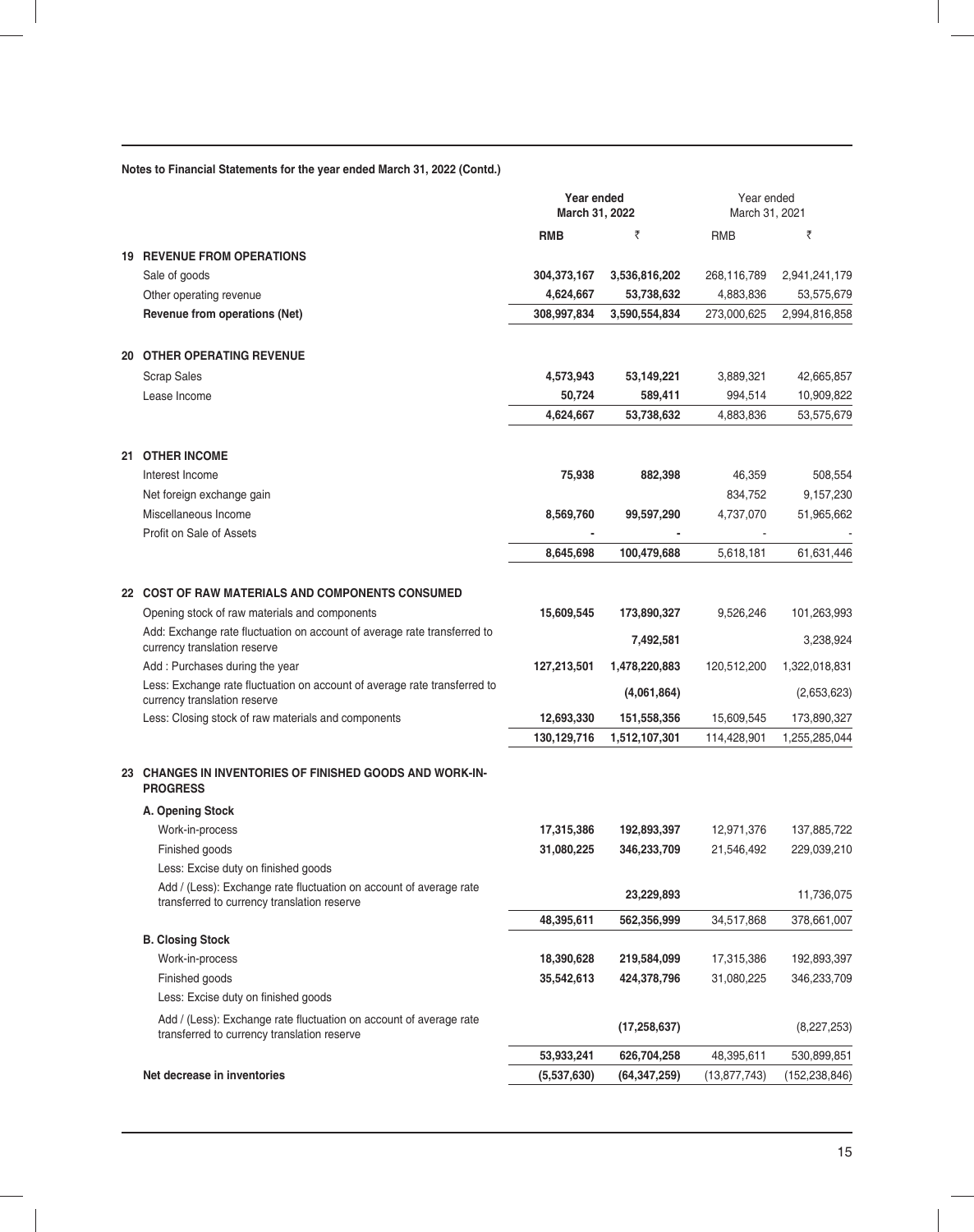**Notes to Financial Statements for the year ended March 31, 2022 (Contd.)**

| | | Year ended March 31, 2022 | | Year ended March 31, 2021 | |
|---|---|---|---|---|---|
| | | **RMB** | **₹** | RMB | ₹ |
| **19** | **REVENUE FROM OPERATIONS** | | | | |
| | Sale of goods | **304,373,167** | **3,536,816,202** | 268,116,789 | 2,941,241,179 |
| | Other operating revenue | **4,624,667** | **53,738,632** | 4,883,836 | 53,575,679 |
| | **Revenue from operations (Net)** | **308,997,834** | **3,590,554,834** | 273,000,625 | 2,994,816,858 |
| **20** | **OTHER OPERATING REVENUE** | | | | |
| | Scrap Sales | **4,573,943** | **53,149,221** | 3,889,321 | 42,665,857 |
| | Lease Income | **50,724** | **589,411** | 994,514 | 10,909,822 |
| | | **4,624,667** | **53,738,632** | 4,883,836 | 53,575,679 |
| **21** | **OTHER INCOME** | | | | |
| | Interest Income | **75,938** | **882,398** | 46,359 | 508,554 |
| | Net foreign exchange gain | | | 834,752 | 9,157,230 |
| | Miscellaneous Income | **8,569,760** | **99,597,290** | 4,737,070 | 51,965,662 |
| | Profit on Sale of Assets | **-** | **-** | - | - |
| | | **8,645,698** | **100,479,688** | 5,618,181 | 61,631,446 |
| **22** | **COST OF RAW MATERIALS AND COMPONENTS CONSUMED** | | | | |
| | Opening stock of raw materials and components | **15,609,545** | **173,890,327** | 9,526,246 | 101,263,993 |
| | Add: Exchange rate fluctuation on account of average rate transferred to currency translation reserve | | **7,492,581** | | 3,238,924 |
| | Add : Purchases during the year | **127,213,501** | **1,478,220,883** | 120,512,200 | 1,322,018,831 |
| | Less: Exchange rate fluctuation on account of average rate transferred to currency translation reserve | | **(4,061,864)** | | (2,653,623) |
| | Less: Closing stock of raw materials and components | **12,693,330** | **151,558,356** | 15,609,545 | 173,890,327 |
| | | **130,129,716** | **1,512,107,301** | 114,428,901 | 1,255,285,044 |
| **23** | **CHANGES IN INVENTORIES OF FINISHED GOODS AND WORK-IN-PROGRESS** | | | | |
| | **A. Opening Stock** | | | | |
| | Work-in-process | **17,315,386** | **192,893,397** | 12,971,376 | 137,885,722 |
| | Finished goods | **31,080,225** | **346,233,709** | 21,546,492 | 229,039,210 |
| | Less: Excise duty on finished goods | | | | |
| | Add / (Less): Exchange rate fluctuation on account of average rate transferred to currency translation reserve | | **23,229,893** | | 11,736,075 |
| | | **48,395,611** | **562,356,999** | 34,517,868 | 378,661,007 |
| | **B. Closing Stock** | | | | |
| | Work-in-process | **18,390,628** | **219,584,099** | 17,315,386 | 192,893,397 |
| | Finished goods | **35,542,613** | **424,378,796** | 31,080,225 | 346,233,709 |
| | Less: Excise duty on finished goods | | | | |
| | Add / (Less): Exchange rate fluctuation on account of average rate transferred to currency translation reserve | | **(17,258,637)** | | (8,227,253) |
| | | **53,933,241** | **626,704,258** | 48,395,611 | 530,899,851 |
| | **Net decrease in inventories** | **(5,537,630)** | **(64,347,259)** | (13,877,743) | (152,238,846) |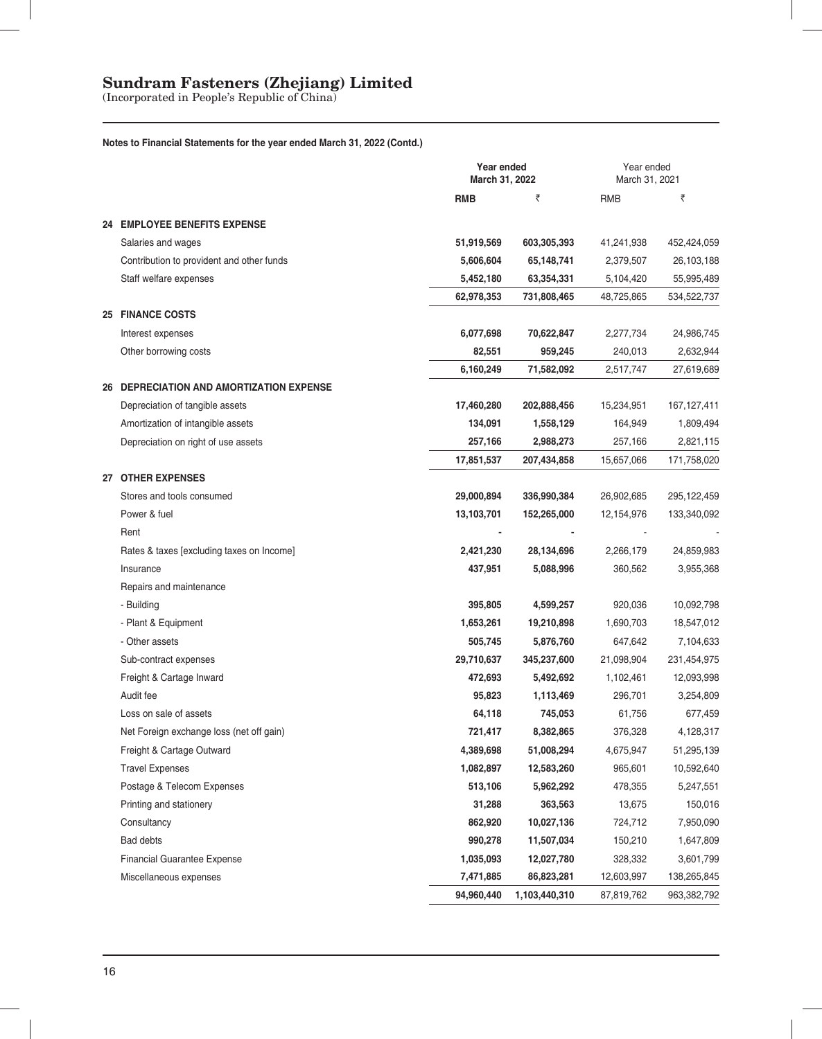# Sundram Fasteners (Zhejiang) Limited

(Incorporated in People's Republic of China)

**Notes to Financial Statements for the year ended March 31, 2022 (Contd.)**

| | | **Year ended March 31, 2022** | | Year ended March 31, 2021 | |
|---|---|---|---|---|---|
| | | **RMB** | **₹** | RMB | ₹ |
| **24** | **EMPLOYEE BENEFITS EXPENSE** | | | | |
| | Salaries and wages | **51,919,569** | **603,305,393** | 41,241,938 | 452,424,059 |
| | Contribution to provident and other funds | **5,606,604** | **65,148,741** | 2,379,507 | 26,103,188 |
| | Staff welfare expenses | **5,452,180** | **63,354,331** | 5,104,420 | 55,995,489 |
| | | **62,978,353** | **731,808,465** | 48,725,865 | 534,522,737 |
| **25** | **FINANCE COSTS** | | | | |
| | Interest expenses | **6,077,698** | **70,622,847** | 2,277,734 | 24,986,745 |
| | Other borrowing costs | **82,551** | **959,245** | 240,013 | 2,632,944 |
| | | **6,160,249** | **71,582,092** | 2,517,747 | 27,619,689 |
| **26** | **DEPRECIATION AND AMORTIZATION EXPENSE** | | | | |
| | Depreciation of tangible assets | **17,460,280** | **202,888,456** | 15,234,951 | 167,127,411 |
| | Amortization of intangible assets | **134,091** | **1,558,129** | 164,949 | 1,809,494 |
| | Depreciation on right of use assets | **257,166** | **2,988,273** | 257,166 | 2,821,115 |
| | | **17,851,537** | **207,434,858** | 15,657,066 | 171,758,020 |
| **27** | **OTHER EXPENSES** | | | | |
| | Stores and tools consumed | **29,000,894** | **336,990,384** | 26,902,685 | 295,122,459 |
| | Power & fuel | **13,103,701** | **152,265,000** | 12,154,976 | 133,340,092 |
| | Rent | **-** | **-** | - | - |
| | Rates & taxes [excluding taxes on Income] | **2,421,230** | **28,134,696** | 2,266,179 | 24,859,983 |
| | Insurance | **437,951** | **5,088,996** | 360,562 | 3,955,368 |
| | Repairs and maintenance | | | | |
| | - Building | **395,805** | **4,599,257** | 920,036 | 10,092,798 |
| | - Plant & Equipment | **1,653,261** | **19,210,898** | 1,690,703 | 18,547,012 |
| | - Other assets | **505,745** | **5,876,760** | 647,642 | 7,104,633 |
| | Sub-contract expenses | **29,710,637** | **345,237,600** | 21,098,904 | 231,454,975 |
| | Freight & Cartage Inward | **472,693** | **5,492,692** | 1,102,461 | 12,093,998 |
| | Audit fee | **95,823** | **1,113,469** | 296,701 | 3,254,809 |
| | Loss on sale of assets | **64,118** | **745,053** | 61,756 | 677,459 |
| | Net Foreign exchange loss (net off gain) | **721,417** | **8,382,865** | 376,328 | 4,128,317 |
| | Freight & Cartage Outward | **4,389,698** | **51,008,294** | 4,675,947 | 51,295,139 |
| | Travel Expenses | **1,082,897** | **12,583,260** | 965,601 | 10,592,640 |
| | Postage & Telecom Expenses | **513,106** | **5,962,292** | 478,355 | 5,247,551 |
| | Printing and stationery | **31,288** | **363,563** | 13,675 | 150,016 |
| | Consultancy | **862,920** | **10,027,136** | 724,712 | 7,950,090 |
| | Bad debts | **990,278** | **11,507,034** | 150,210 | 1,647,809 |
| | Financial Guarantee Expense | **1,035,093** | **12,027,780** | 328,332 | 3,601,799 |
| | Miscellaneous expenses | **7,471,885** | **86,823,281** | 12,603,997 | 138,265,845 |
| | | **94,960,440** | **1,103,440,310** | 87,819,762 | 963,382,792 |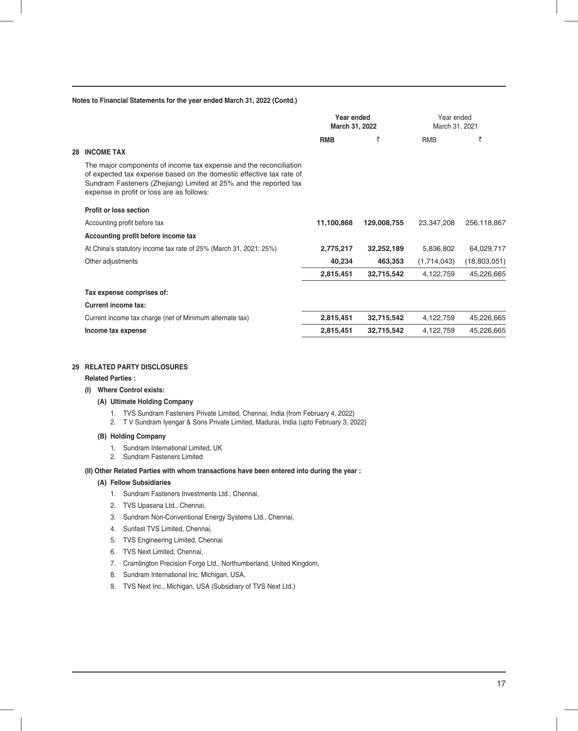**Notes to Financial Statements for the year ended March 31, 2022 (Contd.)**

| | **Year ended March 31, 2022** | | Year ended March 31, 2021 | |
|---|---|---|---|---|
| | **RMB** | ₹ | RMB | ₹ |
| **28 INCOME TAX** | | | | |
| The major components of income tax expense and the reconciliation of expected tax expense based on the domestic effective tax rate of Sundram Fasteners (Zhejiang) Limited at 25% and the reported tax expense in profit or loss are as follows: | | | | |
| **Profit or loss section** | | | | |
| Accounting profit before tax | **11,100,868** | **129,008,755** | 23,347,208 | 256,118,867 |
| **Accounting profit before income tax** | | | | |
| At China's statutory income tax rate of 25% (March 31, 2021: 25%) | **2,775,217** | **32,252,189** | 5,836,802 | 64,029,717 |
| Other adjustments | **40,234** | **463,353** | (1,714,043) | (18,803,051) |
| | **2,815,451** | **32,715,542** | 4,122,759 | 45,226,665 |
| **Tax expense comprises of:** | | | | |
| **Current income tax:** | | | | |
| Current income tax charge (net of Minimum alternate tax) | **2,815,451** | **32,715,542** | 4,122,759 | 45,226,665 |
| **Income tax expense** | **2,815,451** | **32,715,542** | 4,122,759 | 45,226,665 |

## 29 RELATED PARTY DISCLOSURES

**Related Parties :**

**(I) Where Control exists:**

**(A) Ultimate Holding Company**

1. TVS Sundram Fasteners Private Limited, Chennai, India (from February 4, 2022)
2. T V Sundram Iyengar & Sons Private Limited, Madurai, India (upto February 3, 2022)

**(B) Holding Company**

1. Sundram International Limited, UK
2. Sundram Fasteners Limited

**(II) Other Related Parties with whom transactions have been entered into during the year :**

**(A) Fellow Subsidiaries**

1. Sundram Fasteners Investments Ltd., Chennai,
2. TVS Upasana Ltd., Chennai,
3. Sundram Non-Conventional Energy Systems Ltd., Chennai,
4. Sunfast TVS Limited, Chennai,
5. TVS Engineering Limited, Chennai
6. TVS Next Limited, Chennai,
7. Cramlington Precision Forge Ltd., Northumberland, United Kingdom,
8. Sundram International Inc, Michigan, USA,
9. TVS Next Inc., Michigan, USA (Subsidiary of TVS Next Ltd.)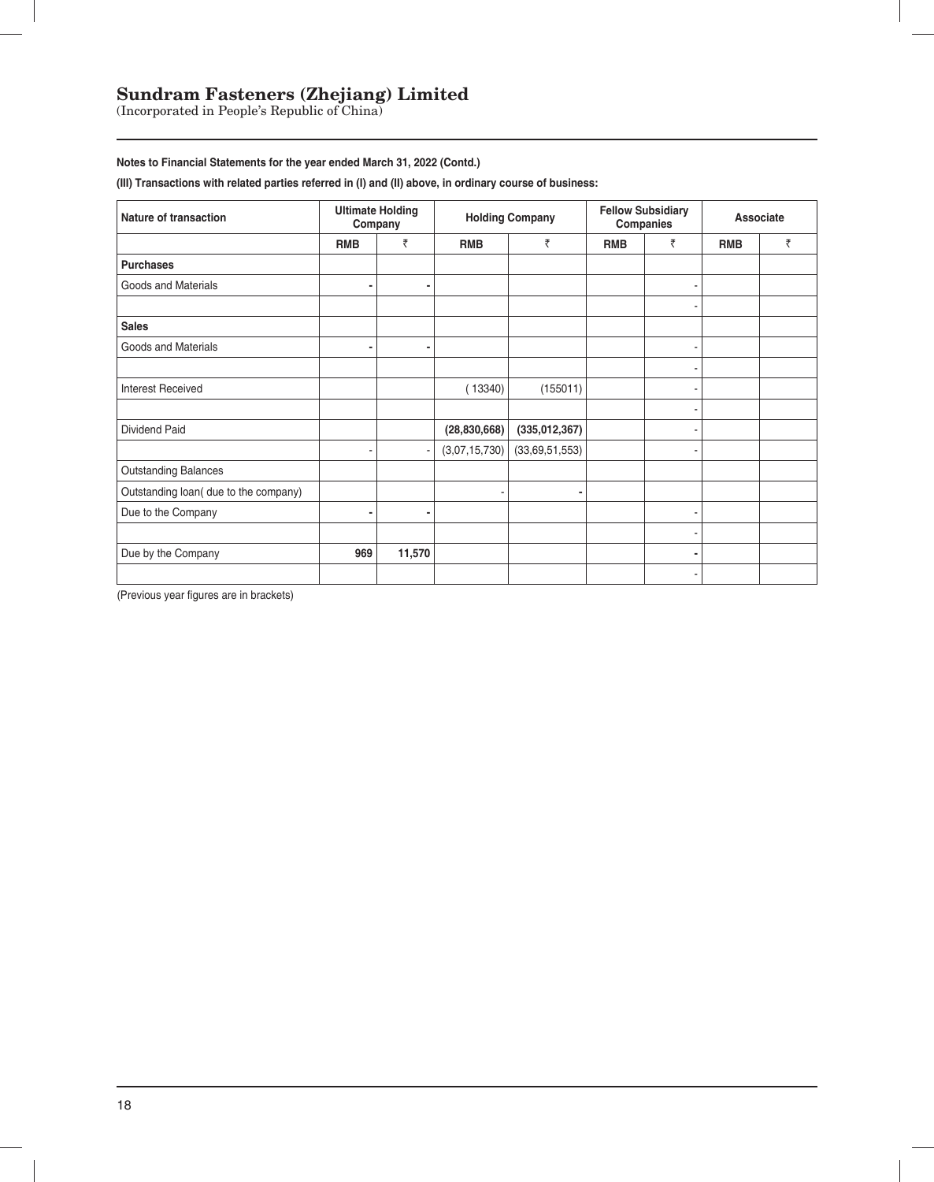# Sundram Fasteners (Zhejiang) Limited

(Incorporated in People's Republic of China)

**Notes to Financial Statements for the year ended March 31, 2022 (Contd.)**

**(III) Transactions with related parties referred in (I) and (II) above, in ordinary course of business:**

| Nature of transaction | Ultimate Holding Company | | Holding Company | | Fellow Subsidiary Companies | | Associate | |
|---|---|---|---|---|---|---|---|---|
| | RMB | ₹ | RMB | ₹ | RMB | ₹ | RMB | ₹ |
| **Purchases** | | | | | | | | |
| Goods and Materials | - | - | | | | - | | |
| | | | | | | - | | |
| **Sales** | | | | | | | | |
| Goods and Materials | - | - | | | | - | | |
| | | | | | | - | | |
| Interest Received | | | ( 13340) | (155011) | | - | | |
| | | | | | | - | | |
| Dividend Paid | | | **(28,830,668)** | **(335,012,367)** | | - | | |
| | - | - | (3,07,15,730) | (33,69,51,553) | | - | | |
| Outstanding Balances | | | | | | | | |
| Outstanding loan( due to the company) | | | - | - | | | | |
| Due to the Company | - | - | | | | - | | |
| | | | | | | - | | |
| Due by the Company | **969** | **11,570** | | | | - | | |
| | | | | | | - | | |

(Previous year figures are in brackets)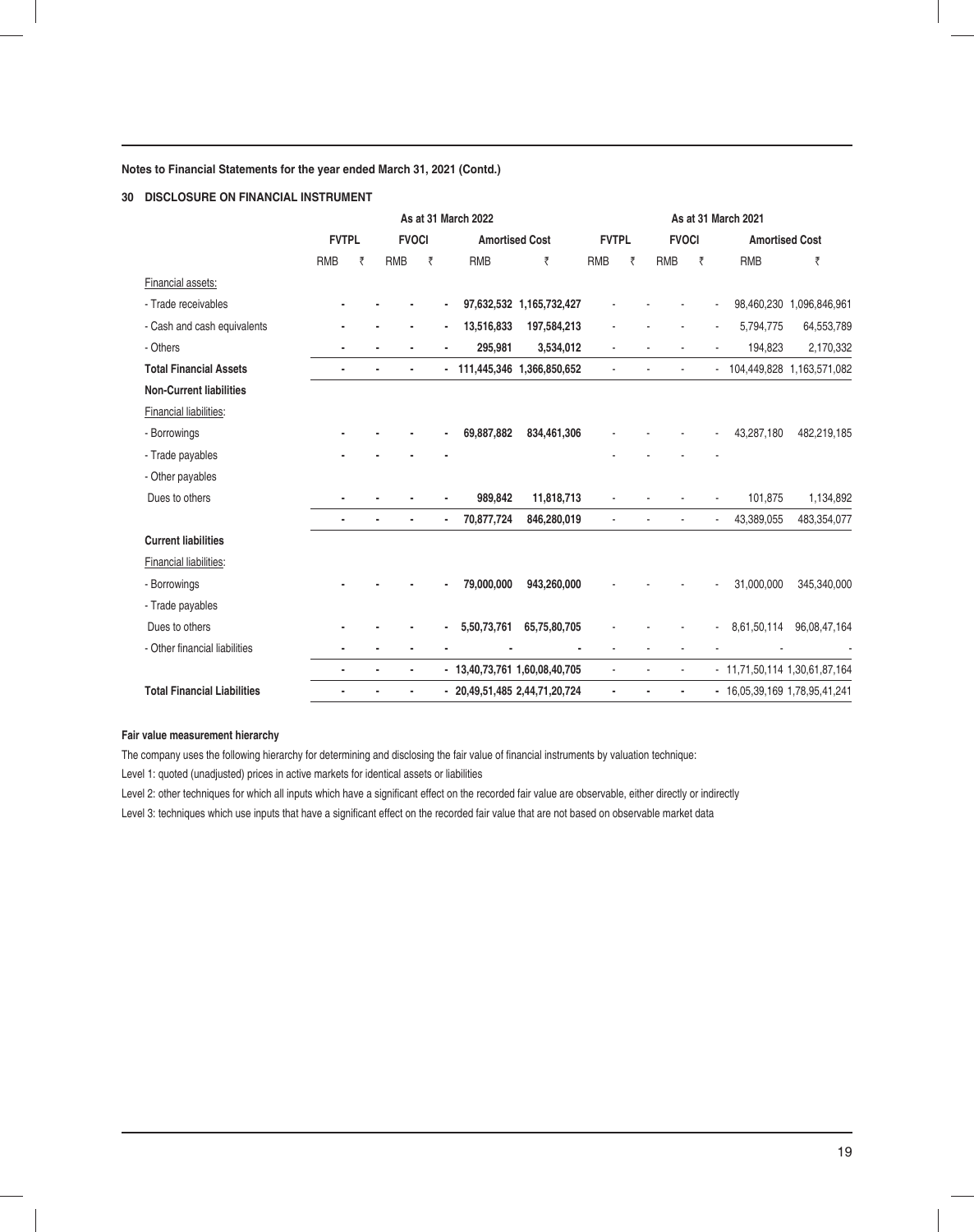**Notes to Financial Statements for the year ended March 31, 2021 (Contd.)**

## 30 DISCLOSURE ON FINANCIAL INSTRUMENT

| | As at 31 March 2022 | | | | | | As at 31 March 2021 | | | | | |
|---|---|---|---|---|---|---|---|---|---|---|---|---|
| | FVTPL | | FVOCI | | Amortised Cost | | FVTPL | | FVOCI | | Amortised Cost | |
| | RMB | ₹ | RMB | ₹ | RMB | ₹ | RMB | ₹ | RMB | ₹ | RMB | ₹ |
| Financial assets: | | | | | | | | | | | | |
| - Trade receivables | - | - | - | - | 97,632,532 | 1,165,732,427 | - | - | - | - | 98,460,230 | 1,096,846,961 |
| - Cash and cash equivalents | - | - | - | - | 13,516,833 | 197,584,213 | - | - | - | - | 5,794,775 | 64,553,789 |
| - Others | - | - | - | - | 295,981 | 3,534,012 | - | - | - | - | 194,823 | 2,170,332 |
| **Total Financial Assets** | - | - | - | - | 111,445,346 | 1,366,850,652 | - | - | - | - | 104,449,828 | 1,163,571,082 |
| **Non-Current liabilities** | | | | | | | | | | | | |
| Financial liabilities: | | | | | | | | | | | | |
| - Borrowings | - | - | - | - | 69,887,882 | 834,461,306 | - | - | - | - | 43,287,180 | 482,219,185 |
| - Trade payables | - | - | - | - | | | - | - | - | - | | |
| - Other payables | | | | | | | | | | | | |
| Dues to others | - | - | - | - | 989,842 | 11,818,713 | - | - | - | - | 101,875 | 1,134,892 |
| | - | - | - | - | 70,877,724 | 846,280,019 | - | - | - | - | 43,389,055 | 483,354,077 |
| **Current liabilities** | | | | | | | | | | | | |
| Financial liabilities: | | | | | | | | | | | | |
| - Borrowings | - | - | - | - | 79,000,000 | 943,260,000 | - | - | - | - | 31,000,000 | 345,340,000 |
| - Trade payables | | | | | | | | | | | | |
| Dues to others | - | - | - | - | 5,50,73,761 | 65,75,80,705 | - | - | - | - | 8,61,50,114 | 96,08,47,164 |
| - Other financial liabilities | - | - | - | - | - | - | - | - | - | - | - | - |
| | - | - | - | - | 13,40,73,761 | 1,60,08,40,705 | - | - | - | - | 11,71,50,114 | 1,30,61,87,164 |
| **Total Financial Liabilities** | - | - | - | - | 20,49,51,485 | 2,44,71,20,724 | - | - | - | - | 16,05,39,169 | 1,78,95,41,241 |

**Fair value measurement hierarchy**

The company uses the following hierarchy for determining and disclosing the fair value of financial instruments by valuation technique:

Level 1: quoted (unadjusted) prices in active markets for identical assets or liabilities

Level 2: other techniques for which all inputs which have a significant effect on the recorded fair value are observable, either directly or indirectly

Level 3: techniques which use inputs that have a significant effect on the recorded fair value that are not based on observable market data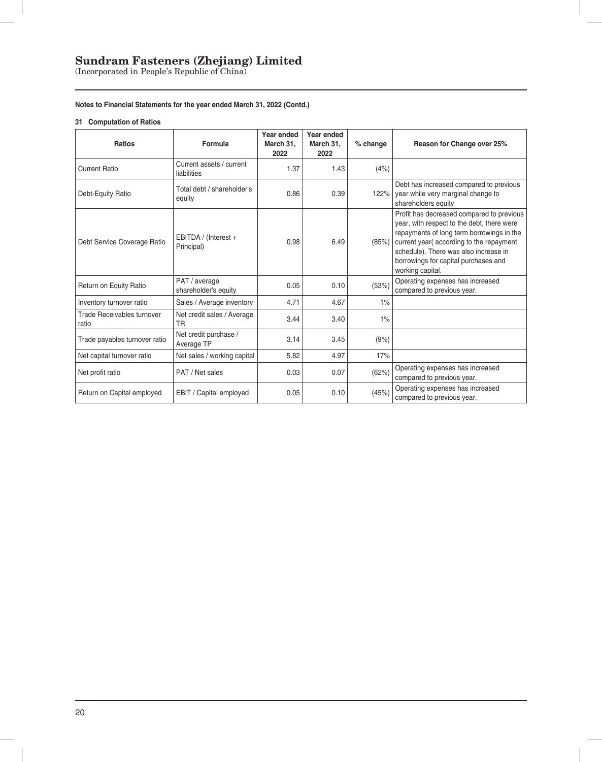# Sundram Fasteners (Zhejiang) Limited

(Incorporated in People's Republic of China)

**Notes to Financial Statements for the year ended March 31, 2022 (Contd.)**

**31 Computation of Ratios**

| Ratios | Formula | Year ended March 31, 2022 | Year ended March 31, 2022 | % change | Reason for Change over 25% |
|---|---|---|---|---|---|
| Current Ratio | Current assets / current liabilities | 1.37 | 1.43 | (4%) | |
| Debt-Equity Ratio | Total debt / shareholder's equity | 0.86 | 0.39 | 122% | Debt has increased compared to previous year while very marginal change to shareholders equity |
| Debt Service Coverage Ratio | EBITDA / (Interest + Principal) | 0.98 | 6.49 | (85%) | Profit has decreased compared to previous year, with respect to the debt, there were repayments of long term borrowings in the current year( according to the repayment schedule). There was also increase in borrowings for capital purchases and working capital. |
| Return on Equity Ratio | PAT / average shareholder's equity | 0.05 | 0.10 | (53%) | Operating expenses has increased compared to previous year. |
| Inventory turnover ratio | Sales / Average inventory | 4.71 | 4.67 | 1% | |
| Trade Receivables turnover ratio | Net credit sales / Average TR | 3.44 | 3.40 | 1% | |
| Trade payables turnover ratio | Net credit purchase / Average TP | 3.14 | 3.45 | (9%) | |
| Net capital turnover ratio | Net sales / working capital | 5.82 | 4.97 | 17% | |
| Net profit ratio | PAT / Net sales | 0.03 | 0.07 | (62%) | Operating expenses has increased compared to previous year. |
| Return on Capital employed | EBIT / Capital employed | 0.05 | 0.10 | (45%) | Operating expenses has increased compared to previous year. |